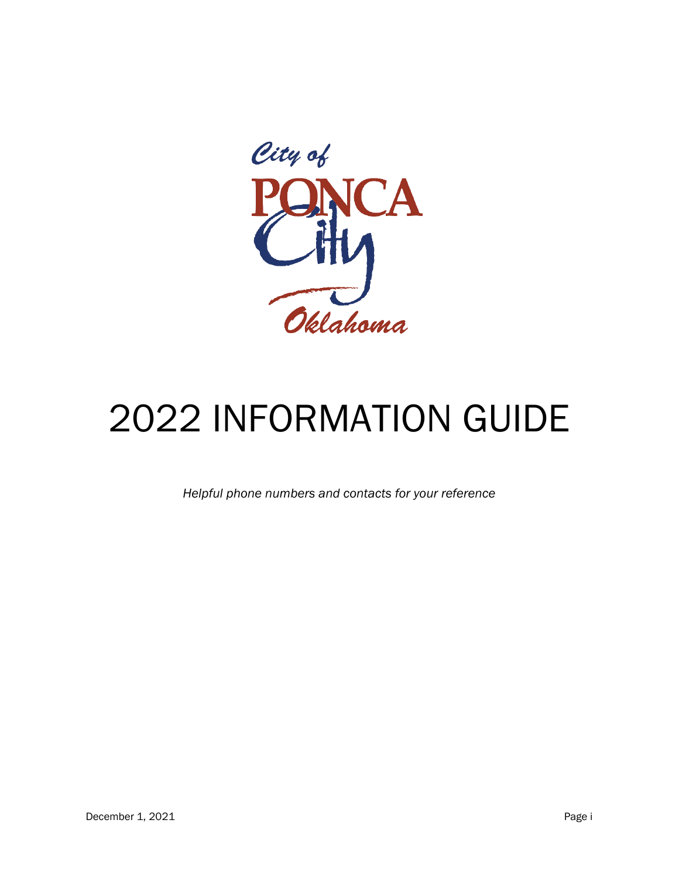City of PONCA City Oklahoma

# 2022 INFORMATION GUIDE

*Helpful phone numbers and contacts for your reference*

December 1, 2021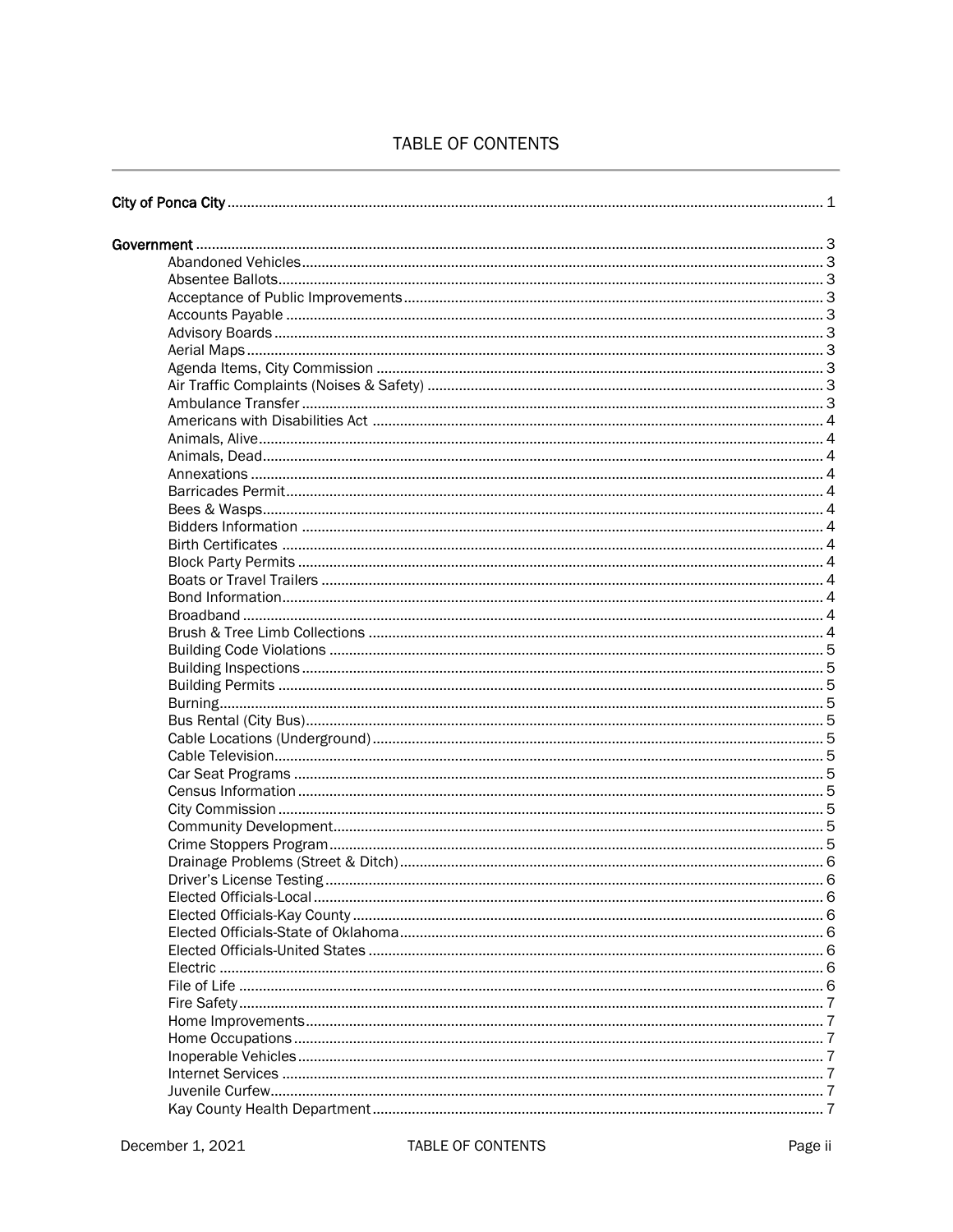# TABLE OF CONTENTS

**City of Ponca City** ..... 1

**Government** ..... 3

- Abandoned Vehicles ..... 3
- Absentee Ballots ..... 3
- Acceptance of Public Improvements ..... 3
- Accounts Payable ..... 3
- Advisory Boards ..... 3
- Aerial Maps ..... 3
- Agenda Items, City Commission ..... 3
- Air Traffic Complaints (Noises & Safety) ..... 3
- Ambulance Transfer ..... 3
- Americans with Disabilities Act ..... 4
- Animals, Alive ..... 4
- Animals, Dead ..... 4
- Annexations ..... 4
- Barricades Permit ..... 4
- Bees & Wasps ..... 4
- Bidders Information ..... 4
- Birth Certificates ..... 4
- Block Party Permits ..... 4
- Boats or Travel Trailers ..... 4
- Bond Information ..... 4
- Broadband ..... 4
- Brush & Tree Limb Collections ..... 4
- Building Code Violations ..... 5
- Building Inspections ..... 5
- Building Permits ..... 5
- Burning ..... 5
- Bus Rental (City Bus) ..... 5
- Cable Locations (Underground) ..... 5
- Cable Television ..... 5
- Car Seat Programs ..... 5
- Census Information ..... 5
- City Commission ..... 5
- Community Development ..... 5
- Crime Stoppers Program ..... 5
- Drainage Problems (Street & Ditch) ..... 6
- Driver's License Testing ..... 6
- Elected Officials-Local ..... 6
- Elected Officials-Kay County ..... 6
- Elected Officials-State of Oklahoma ..... 6
- Elected Officials-United States ..... 6
- Electric ..... 6
- File of Life ..... 6
- Fire Safety ..... 7
- Home Improvements ..... 7
- Home Occupations ..... 7
- Inoperable Vehicles ..... 7
- Internet Services ..... 7
- Juvenile Curfew ..... 7
- Kay County Health Department ..... 7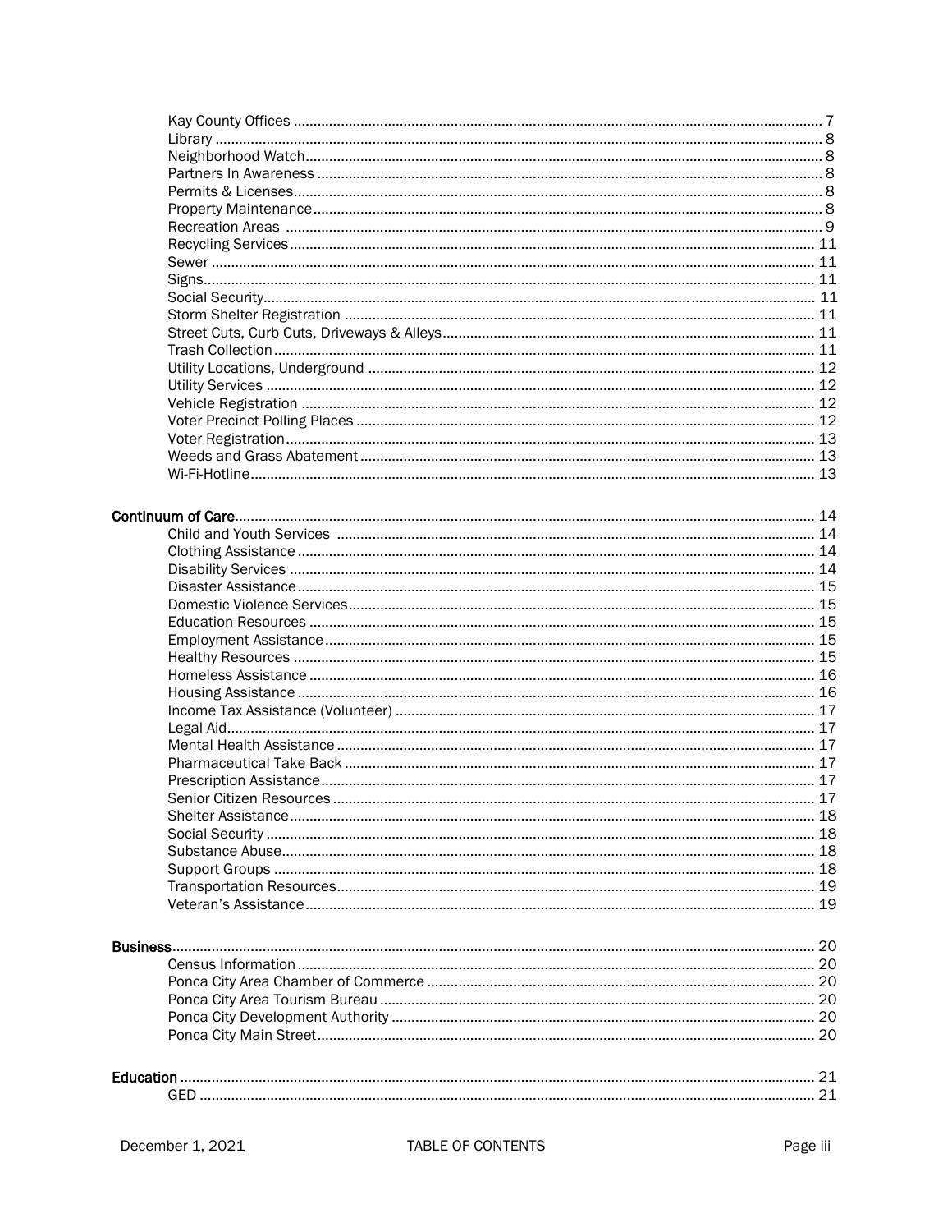Kay County Offices .................................................................................... 7
Library ........................................................................................................ 8
Neighborhood Watch ................................................................................ 8
Partners In Awareness ............................................................................. 8
Permits & Licenses .................................................................................... 8
Property Maintenance .............................................................................. 8
Recreation Areas ...................................................................................... 9
Recycling Services ................................................................................... 11
Sewer ....................................................................................................... 11
Signs ........................................................................................................ 11
Social Security ......................................................................................... 11
Storm Shelter Registration ..................................................................... 11
Street Cuts, Curb Cuts, Driveways & Alleys ............................................ 11
Trash Collection ....................................................................................... 11
Utility Locations, Underground ............................................................... 12
Utility Services ......................................................................................... 12
Vehicle Registration ................................................................................ 12
Voter Precinct Polling Places .................................................................. 12
Voter Registration .................................................................................... 13
Weeds and Grass Abatement ................................................................. 13
Wi-Fi-Hotline ............................................................................................ 13

**Continuum of Care** ................................................................................ 14
Child and Youth Services ........................................................................ 14
Clothing Assistance ................................................................................. 14
Disability Services ................................................................................... 14
Disaster Assistance ................................................................................. 15
Domestic Violence Services .................................................................... 15
Education Resources .............................................................................. 15
Employment Assistance .......................................................................... 15
Healthy Resources .................................................................................. 15
Homeless Assistance .............................................................................. 16
Housing Assistance ................................................................................. 16
Income Tax Assistance (Volunteer) ......................................................... 17
Legal Aid .................................................................................................. 17
Mental Health Assistance ....................................................................... 17
Pharmaceutical Take Back ..................................................................... 17
Prescription Assistance ........................................................................... 17
Senior Citizen Resources ........................................................................ 17
Shelter Assistance ................................................................................... 18
Social Security ......................................................................................... 18
Substance Abuse ..................................................................................... 18
Support Groups ....................................................................................... 18
Transportation Resources ....................................................................... 19
Veteran's Assistance ............................................................................... 19

**Business** ................................................................................................ 20
Census Information ................................................................................. 20
Ponca City Area Chamber of Commerce ................................................. 20
Ponca City Area Tourism Bureau ............................................................ 20
Ponca City Development Authority .......................................................... 20
Ponca City Main Street ............................................................................ 20

**Education** ............................................................................................... 21
GED .......................................................................................................... 21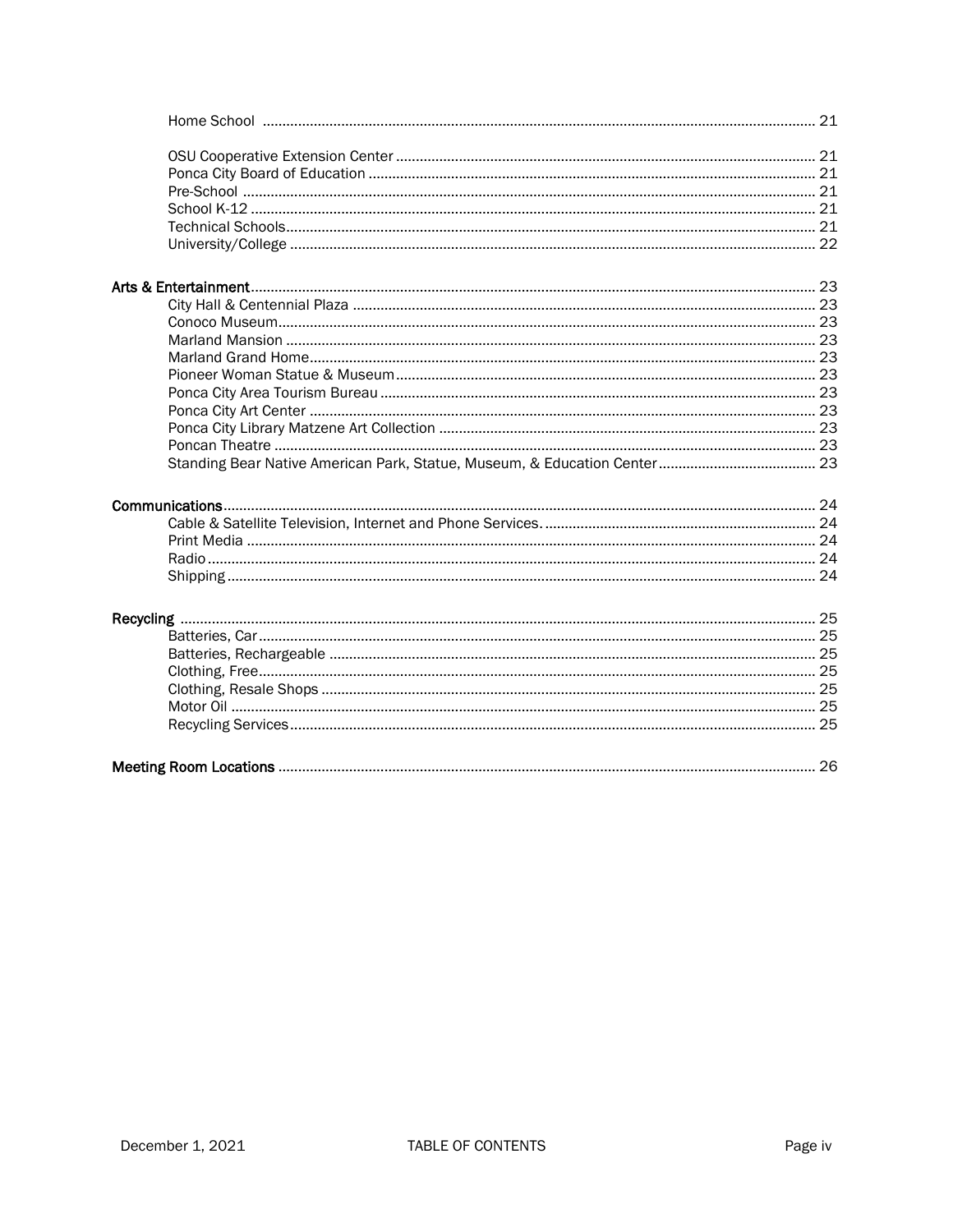Home School ........................................................................................................................ 21

OSU Cooperative Extension Center ...................................................................................... 21
Ponca City Board of Education ............................................................................................ 21
Pre-School ............................................................................................................................ 21
School K-12 .......................................................................................................................... 21
Technical Schools ................................................................................................................ 21
University/College ................................................................................................................ 22

**Arts & Entertainment** ............................................................................................................ 23
City Hall & Centennial Plaza ................................................................................................. 23
Conoco Museum .................................................................................................................. 23
Marland Mansion ................................................................................................................. 23
Marland Grand Home ........................................................................................................... 23
Pioneer Woman Statue & Museum ...................................................................................... 23
Ponca City Area Tourism Bureau ......................................................................................... 23
Ponca City Art Center .......................................................................................................... 23
Ponca City Library Matzene Art Collection .......................................................................... 23
Poncan Theatre .................................................................................................................... 23
Standing Bear Native American Park, Statue, Museum, & Education Center ..................... 23

**Communications** ................................................................................................................... 24
Cable & Satellite Television, Internet and Phone Services. .................................................. 24
Print Media ........................................................................................................................... 24
Radio .................................................................................................................................... 24
Shipping ............................................................................................................................... 24

**Recycling** .............................................................................................................................. 25
Batteries, Car ....................................................................................................................... 25
Batteries, Rechargeable ....................................................................................................... 25
Clothing, Free ....................................................................................................................... 25
Clothing, Resale Shops ........................................................................................................ 25
Motor Oil .............................................................................................................................. 25
Recycling Services ............................................................................................................... 25

**Meeting Room Locations** ...................................................................................................... 26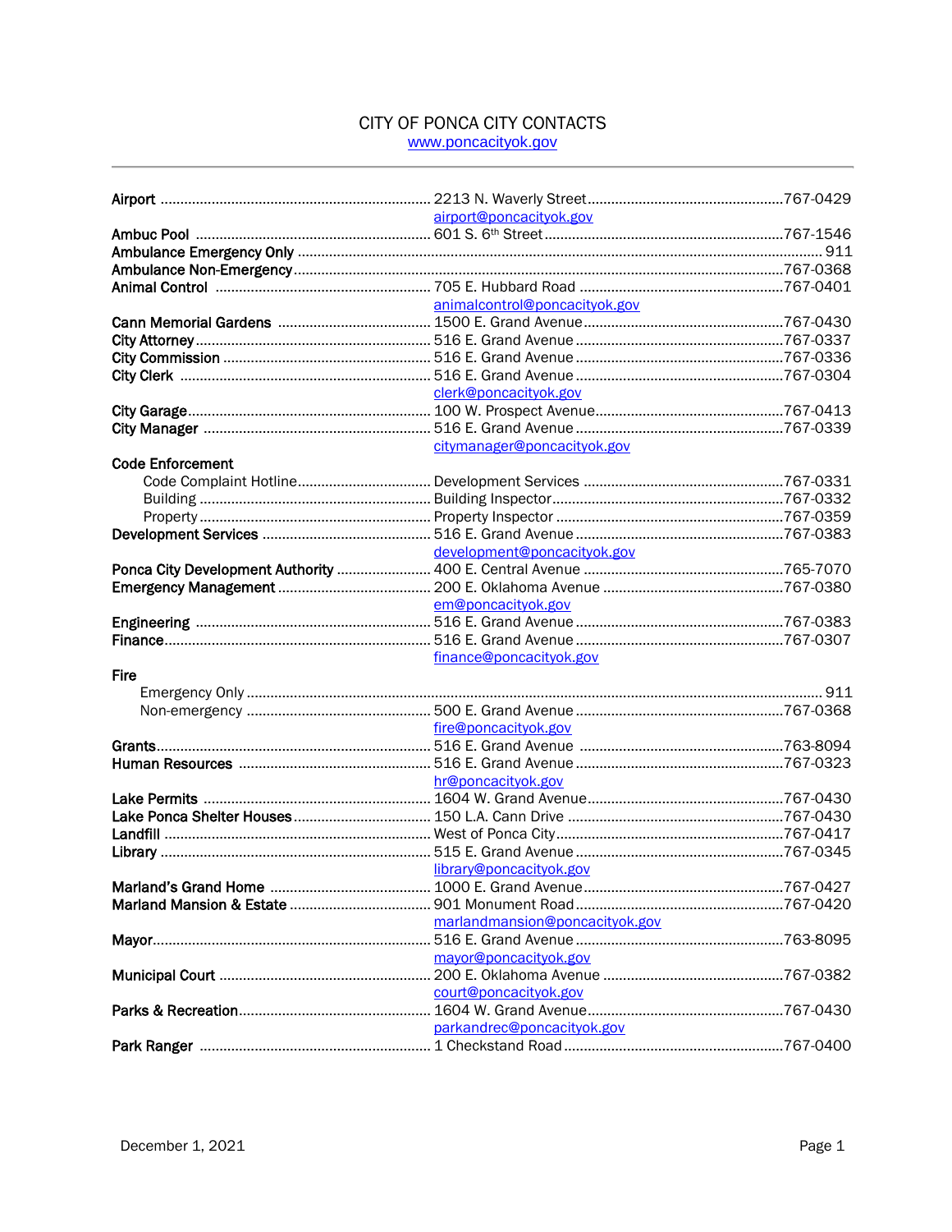# CITY OF PONCA CITY CONTACTS

www.poncacityok.gov

| Department | Address / Email | Phone |
|---|---|---|
| **Airport** | 2213 N. Waverly Street | 767-0429 |
| | airport@poncacityok.gov | |
| **Ambuc Pool** | 601 S. 6th Street | 767-1546 |
| **Ambulance Emergency Only** | | 911 |
| **Ambulance Non-Emergency** | | 767-0368 |
| **Animal Control** | 705 E. Hubbard Road | 767-0401 |
| | animalcontrol@poncacityok.gov | |
| **Cann Memorial Gardens** | 1500 E. Grand Avenue | 767-0430 |
| **City Attorney** | 516 E. Grand Avenue | 767-0337 |
| **City Commission** | 516 E. Grand Avenue | 767-0336 |
| **City Clerk** | 516 E. Grand Avenue | 767-0304 |
| | clerk@poncacityok.gov | |
| **City Garage** | 100 W. Prospect Avenue | 767-0413 |
| **City Manager** | 516 E. Grand Avenue | 767-0339 |
| | citymanager@poncacityok.gov | |
| **Code Enforcement** | | |
| Code Complaint Hotline | Development Services | 767-0331 |
| Building | Building Inspector | 767-0332 |
| Property | Property Inspector | 767-0359 |
| **Development Services** | 516 E. Grand Avenue | 767-0383 |
| | development@poncacityok.gov | |
| **Ponca City Development Authority** | 400 E. Central Avenue | 765-7070 |
| **Emergency Management** | 200 E. Oklahoma Avenue | 767-0380 |
| | em@poncacityok.gov | |
| **Engineering** | 516 E. Grand Avenue | 767-0383 |
| **Finance** | 516 E. Grand Avenue | 767-0307 |
| | finance@poncacityok.gov | |
| **Fire** | | |
| Emergency Only | | 911 |
| Non-emergency | 500 E. Grand Avenue | 767-0368 |
| | fire@poncacityok.gov | |
| **Grants** | 516 E. Grand Avenue | 763-8094 |
| **Human Resources** | 516 E. Grand Avenue | 767-0323 |
| | hr@poncacityok.gov | |
| **Lake Permits** | 1604 W. Grand Avenue | 767-0430 |
| **Lake Ponca Shelter Houses** | 150 L.A. Cann Drive | 767-0430 |
| **Landfill** | West of Ponca City | 767-0417 |
| **Library** | 515 E. Grand Avenue | 767-0345 |
| | library@poncacityok.gov | |
| **Marland's Grand Home** | 1000 E. Grand Avenue | 767-0427 |
| **Marland Mansion & Estate** | 901 Monument Road | 767-0420 |
| | marlandmansion@poncacityok.gov | |
| **Mayor** | 516 E. Grand Avenue | 763-8095 |
| | mayor@poncacityok.gov | |
| **Municipal Court** | 200 E. Oklahoma Avenue | 767-0382 |
| | court@poncacityok.gov | |
| **Parks & Recreation** | 1604 W. Grand Avenue | 767-0430 |
| | parkandrec@poncacityok.gov | |
| **Park Ranger** | 1 Checkstand Road | 767-0400 |

December 1, 2021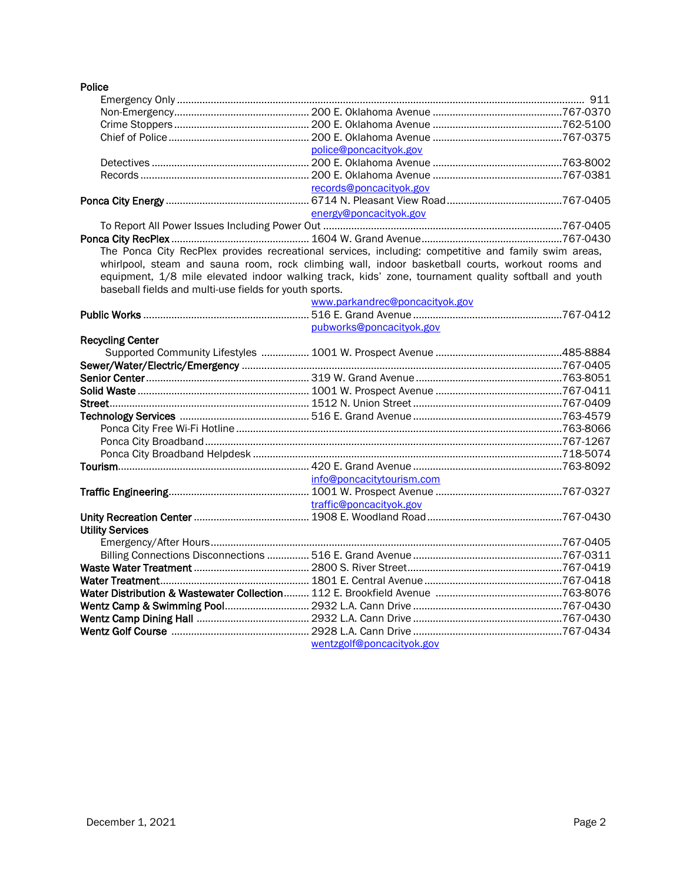**Police**

| | | |
|---|---|---|
| Emergency Only | | 911 |
| Non-Emergency | 200 E. Oklahoma Avenue | 767-0370 |
| Crime Stoppers | 200 E. Oklahoma Avenue | 762-5100 |
| Chief of Police | 200 E. Oklahoma Avenue<br>police@poncacityok.gov | 767-0375 |
| Detectives | 200 E. Oklahoma Avenue | 763-8002 |
| Records | 200 E. Oklahoma Avenue<br>records@poncacityok.gov | 767-0381 |

| | | |
|---|---|---|
| **Ponca City Energy** | 6714 N. Pleasant View Road<br>energy@poncacityok.gov | 767-0405 |
| To Report All Power Issues Including Power Out | | 767-0405 |
| **Ponca City RecPlex** | 1604 W. Grand Avenue | 767-0430 |

The Ponca City RecPlex provides recreational services, including: competitive and family swim areas, whirlpool, steam and sauna room, rock climbing wall, indoor basketball courts, workout rooms and equipment, 1/8 mile elevated indoor walking track, kids' zone, tournament quality softball and youth baseball fields and multi-use fields for youth sports.

www.parkandrec@poncacityok.gov

| | | |
|---|---|---|
| **Public Works** | 516 E. Grand Avenue<br>pubworks@poncacityok.gov | 767-0412 |
| **Recycling Center** | | |
| Supported Community Lifestyles | 1001 W. Prospect Avenue | 485-8884 |
| **Sewer/Water/Electric/Emergency** | | 767-0405 |
| **Senior Center** | 319 W. Grand Avenue | 763-8051 |
| **Solid Waste** | 1001 W. Prospect Avenue | 767-0411 |
| **Street** | 1512 N. Union Street | 767-0409 |
| **Technology Services** | 516 E. Grand Avenue | 763-4579 |
| Ponca City Free Wi-Fi Hotline | | 763-8066 |
| Ponca City Broadband | | 767-1267 |
| Ponca City Broadband Helpdesk | | 718-5074 |
| **Tourism** | 420 E. Grand Avenue<br>info@poncacitytourism.com | 763-8092 |
| **Traffic Engineering** | 1001 W. Prospect Avenue<br>traffic@poncacityok.gov | 767-0327 |
| **Unity Recreation Center** | 1908 E. Woodland Road | 767-0430 |
| **Utility Services** | | |
| Emergency/After Hours | | 767-0405 |
| Billing Connections Disconnections | 516 E. Grand Avenue | 767-0311 |
| **Waste Water Treatment** | 2800 S. River Street | 767-0419 |
| **Water Treatment** | 1801 E. Central Avenue | 767-0418 |
| **Water Distribution & Wastewater Collection** | 112 E. Brookfield Avenue | 763-8076 |
| **Wentz Camp & Swimming Pool** | 2932 L.A. Cann Drive | 767-0430 |
| **Wentz Camp Dining Hall** | 2932 L.A. Cann Drive | 767-0430 |
| **Wentz Golf Course** | 2928 L.A. Cann Drive<br>wentzgolf@poncacityok.gov | 767-0434 |

December 1, 2021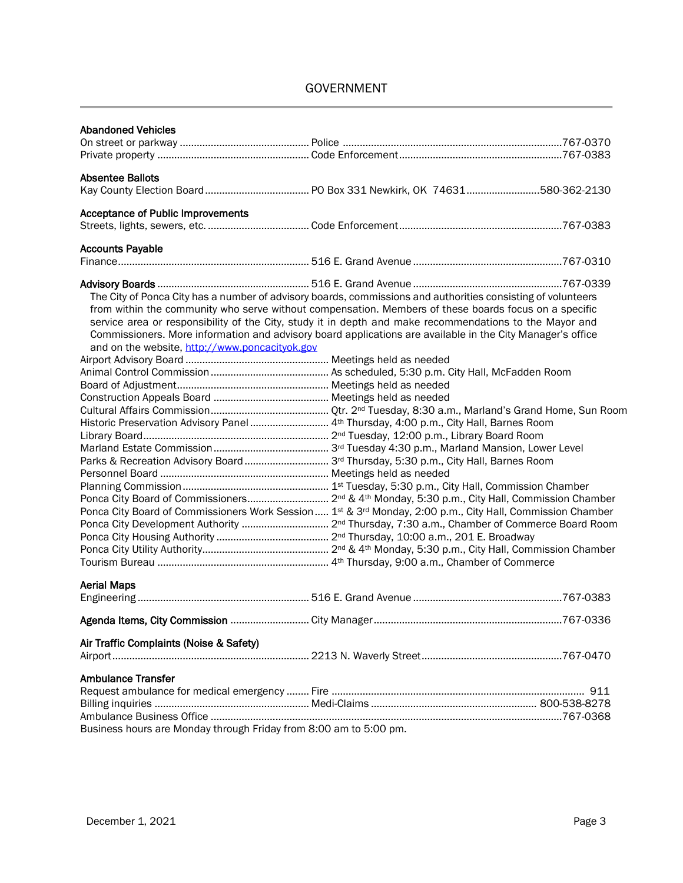## GOVERNMENT

**Abandoned Vehicles**

| | | |
|---|---|---|
| On street or parkway | Police | 767-0370 |
| Private property | Code Enforcement | 767-0383 |

**Absentee Ballots**

| | | |
|---|---|---|
| Kay County Election Board | PO Box 331 Newkirk, OK 74631 | 580-362-2130 |

**Acceptance of Public Improvements**

| | | |
|---|---|---|
| Streets, lights, sewers, etc. | Code Enforcement | 767-0383 |

**Accounts Payable**

| | | |
|---|---|---|
| Finance | 516 E. Grand Avenue | 767-0310 |

**Advisory Boards** ........ 516 E. Grand Avenue ........ 767-0339

The City of Ponca City has a number of advisory boards, commissions and authorities consisting of volunteers from within the community who serve without compensation. Members of these boards focus on a specific service area or responsibility of the City, study it in depth and make recommendations to the Mayor and Commissioners. More information and advisory board applications are available in the City Manager's office and on the website, http://www.poncacityok.gov

| Board | Meetings |
|---|---|
| Airport Advisory Board | Meetings held as needed |
| Animal Control Commission | As scheduled, 5:30 p.m. City Hall, McFadden Room |
| Board of Adjustment | Meetings held as needed |
| Construction Appeals Board | Meetings held as needed |
| Cultural Affairs Commission | Qtr. 2nd Tuesday, 8:30 a.m., Marland's Grand Home, Sun Room |
| Historic Preservation Advisory Panel | 4th Thursday, 4:00 p.m., City Hall, Barnes Room |
| Library Board | 2nd Tuesday, 12:00 p.m., Library Board Room |
| Marland Estate Commission | 3rd Tuesday 4:30 p.m., Marland Mansion, Lower Level |
| Parks & Recreation Advisory Board | 3rd Thursday, 5:30 p.m., City Hall, Barnes Room |
| Personnel Board | Meetings held as needed |
| Planning Commission | 1st Tuesday, 5:30 p.m., City Hall, Commission Chamber |
| Ponca City Board of Commissioners | 2nd & 4th Monday, 5:30 p.m., City Hall, Commission Chamber |
| Ponca City Board of Commissioners Work Session | 1st & 3rd Monday, 2:00 p.m., City Hall, Commission Chamber |
| Ponca City Development Authority | 2nd Thursday, 7:30 a.m., Chamber of Commerce Board Room |
| Ponca City Housing Authority | 2nd Thursday, 10:00 a.m., 201 E. Broadway |
| Ponca City Utility Authority | 2nd & 4th Monday, 5:30 p.m., City Hall, Commission Chamber |
| Tourism Bureau | 4th Thursday, 9:00 a.m., Chamber of Commerce |

**Aerial Maps**

| | | |
|---|---|---|
| Engineering | 516 E. Grand Avenue | 767-0383 |

**Agenda Items, City Commission** ........ City Manager ........ 767-0336

**Air Traffic Complaints (Noise & Safety)**

| | | |
|---|---|---|
| Airport | 2213 N. Waverly Street | 767-0470 |

**Ambulance Transfer**

| | | |
|---|---|---|
| Request ambulance for medical emergency | Fire | 911 |
| Billing inquiries | Medi-Claims | 800-538-8278 |
| Ambulance Business Office | | 767-0368 |

Business hours are Monday through Friday from 8:00 am to 5:00 pm.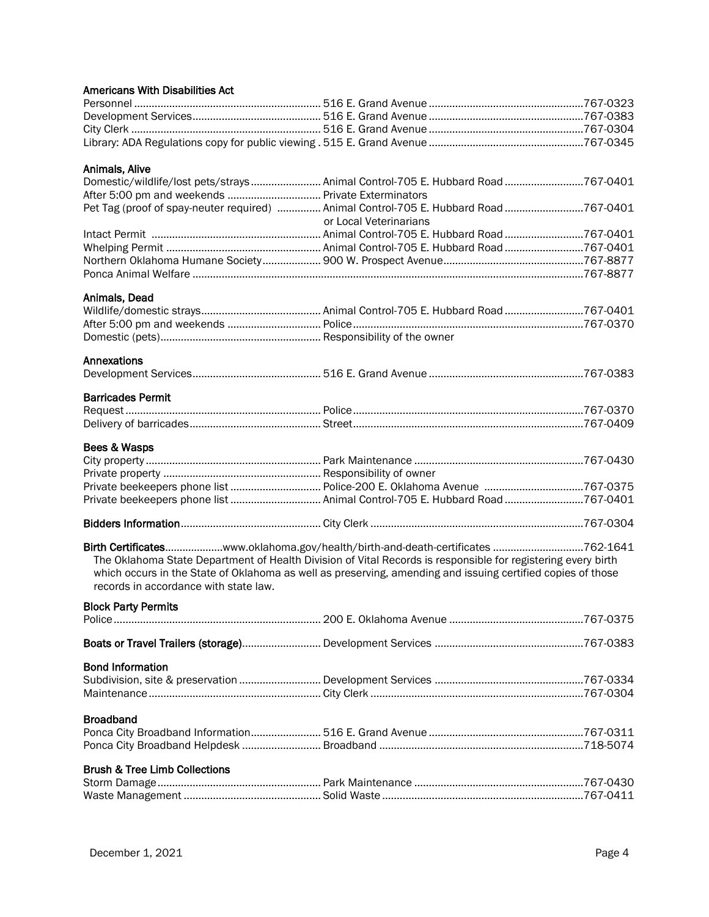**Americans With Disabilities Act**

| | | |
|---|---|---|
| Personnel | 516 E. Grand Avenue | 767-0323 |
| Development Services | 516 E. Grand Avenue | 767-0383 |
| City Clerk | 516 E. Grand Avenue | 767-0304 |
| Library: ADA Regulations copy for public viewing | 515 E. Grand Avenue | 767-0345 |

**Animals, Alive**

| | | |
|---|---|---|
| Domestic/wildlife/lost pets/strays | Animal Control-705 E. Hubbard Road | 767-0401 |
| After 5:00 pm and weekends | Private Exterminators | |
| Pet Tag (proof of spay-neuter required) | Animal Control-705 E. Hubbard Road or Local Veterinarians | 767-0401 |
| Intact Permit | Animal Control-705 E. Hubbard Road | 767-0401 |
| Whelping Permit | Animal Control-705 E. Hubbard Road | 767-0401 |
| Northern Oklahoma Humane Society | 900 W. Prospect Avenue | 767-8877 |
| Ponca Animal Welfare | | 767-8877 |

**Animals, Dead**

| | | |
|---|---|---|
| Wildlife/domestic strays | Animal Control-705 E. Hubbard Road | 767-0401 |
| After 5:00 pm and weekends | Police | 767-0370 |
| Domestic (pets) | Responsibility of the owner | |

**Annexations**

| | | |
|---|---|---|
| Development Services | 516 E. Grand Avenue | 767-0383 |

**Barricades Permit**

| | | |
|---|---|---|
| Request | Police | 767-0370 |
| Delivery of barricades | Street | 767-0409 |

**Bees & Wasps**

| | | |
|---|---|---|
| City property | Park Maintenance | 767-0430 |
| Private property | Responsibility of owner | |
| Private beekeepers phone list | Police-200 E. Oklahoma Avenue | 767-0375 |
| Private beekeepers phone list | Animal Control-705 E. Hubbard Road | 767-0401 |

**Bidders Information** ... City Clerk ... 767-0304

**Birth Certificates** ... www.oklahoma.gov/health/birth-and-death-certificates ... 762-1641

The Oklahoma State Department of Health Division of Vital Records is responsible for registering every birth which occurs in the State of Oklahoma as well as preserving, amending and issuing certified copies of those records in accordance with state law.

**Block Party Permits**

| | | |
|---|---|---|
| Police | 200 E. Oklahoma Avenue | 767-0375 |

**Boats or Travel Trailers (storage)** ... Development Services ... 767-0383

**Bond Information**

| | | |
|---|---|---|
| Subdivision, site & preservation | Development Services | 767-0334 |
| Maintenance | City Clerk | 767-0304 |

**Broadband**

| | | |
|---|---|---|
| Ponca City Broadband Information | 516 E. Grand Avenue | 767-0311 |
| Ponca City Broadband Helpdesk | Broadband | 718-5074 |

**Brush & Tree Limb Collections**

| | | |
|---|---|---|
| Storm Damage | Park Maintenance | 767-0430 |
| Waste Management | Solid Waste | 767-0411 |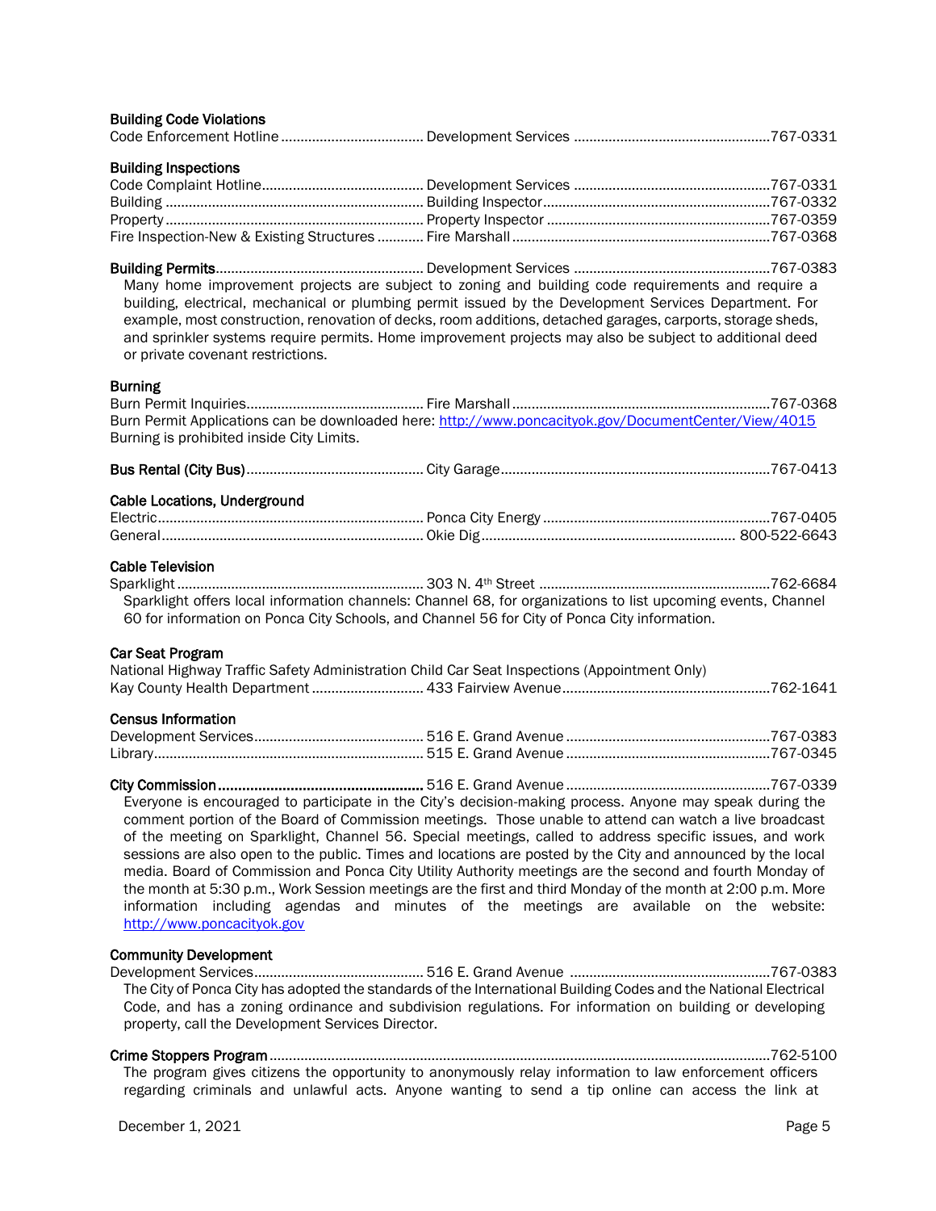**Building Code Violations**

Code Enforcement Hotline .................................... Development Services ..................................................767-0331

**Building Inspections**

Code Complaint Hotline.......................................... Development Services ..................................................767-0331
Building .................................................................. Building Inspector..........................................................767-0332
Property .................................................................. Property Inspector .........................................................767-0359
Fire Inspection-New & Existing Structures ............ Fire Marshall ..................................................................767-0368

**Building Permits**..................................................... Development Services ..................................................767-0383

Many home improvement projects are subject to zoning and building code requirements and require a building, electrical, mechanical or plumbing permit issued by the Development Services Department. For example, most construction, renovation of decks, room additions, detached garages, carports, storage sheds, and sprinkler systems require permits. Home improvement projects may also be subject to additional deed or private covenant restrictions.

**Burning**

Burn Permit Inquiries............................................. Fire Marshall ..................................................................767-0368
Burn Permit Applications can be downloaded here: http://www.poncacityok.gov/DocumentCenter/View/4015
Burning is prohibited inside City Limits.

**Bus Rental (City Bus)**............................................. City Garage.....................................................................767-0413

**Cable Locations, Underground**

Electric.................................................................... Ponca City Energy ..........................................................767-0405
General................................................................... Okie Dig................................................................. 800-522-6643

**Cable Television**

Sparklight ............................................................... 303 N. 4th Street ...........................................................762-6684

Sparklight offers local information channels: Channel 68, for organizations to list upcoming events, Channel 60 for information on Ponca City Schools, and Channel 56 for City of Ponca City information.

**Car Seat Program**

National Highway Traffic Safety Administration Child Car Seat Inspections (Appointment Only)
Kay County Health Department ............................ 433 Fairview Avenue.....................................................762-1641

**Census Information**

Development Services........................................... 516 E. Grand Avenue ....................................................767-0383
Library..................................................................... 515 E. Grand Avenue ....................................................767-0345

**City Commission**................................................... 516 E. Grand Avenue ....................................................767-0339

Everyone is encouraged to participate in the City's decision-making process. Anyone may speak during the comment portion of the Board of Commission meetings. Those unable to attend can watch a live broadcast of the meeting on Sparklight, Channel 56. Special meetings, called to address specific issues, and work sessions are also open to the public. Times and locations are posted by the City and announced by the local media. Board of Commission and Ponca City Utility Authority meetings are the second and fourth Monday of the month at 5:30 p.m., Work Session meetings are the first and third Monday of the month at 2:00 p.m. More information including agendas and minutes of the meetings are available on the website: http://www.poncacityok.gov

**Community Development**

Development Services........................................... 516 E. Grand Avenue ...................................................767-0383

The City of Ponca City has adopted the standards of the International Building Codes and the National Electrical Code, and has a zoning ordinance and subdivision regulations. For information on building or developing property, call the Development Services Director.

**Crime Stoppers Program**...............................................................................................................................762-5100

The program gives citizens the opportunity to anonymously relay information to law enforcement officers regarding criminals and unlawful acts. Anyone wanting to send a tip online can access the link at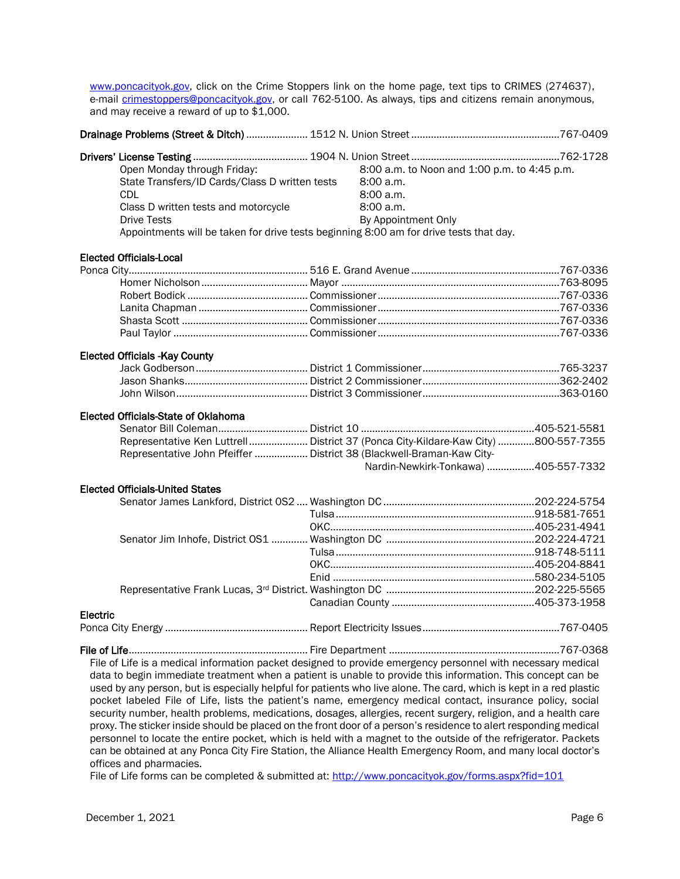[www.poncacityok.gov](http://www.poncacityok.gov), click on the Crime Stoppers link on the home page, text tips to CRIMES (274637), e-mail [crimestoppers@poncacityok.gov](mailto:crimestoppers@poncacityok.gov), or call 762-5100. As always, tips and citizens remain anonymous, and may receive a reward of up to $1,000.

**Drainage Problems (Street & Ditch)** ...................... 1512 N. Union Street ...................................................767-0409

**Drivers' License Testing** ......................................... 1904 N. Union Street ...................................................762-1728

| | |
|---|---|
| Open Monday through Friday: | 8:00 a.m. to Noon and 1:00 p.m. to 4:45 p.m. |
| State Transfers/ID Cards/Class D written tests | 8:00 a.m. |
| CDL | 8:00 a.m. |
| Class D written tests and motorcycle | 8:00 a.m. |
| Drive Tests | By Appointment Only |

Appointments will be taken for drive tests beginning 8:00 am for drive tests that day.

**Elected Officials-Local**

| | | |
|---|---|---|
| Ponca City | 516 E. Grand Avenue | 767-0336 |
| Homer Nicholson | Mayor | 763-8095 |
| Robert Bodick | Commissioner | 767-0336 |
| Lanita Chapman | Commissioner | 767-0336 |
| Shasta Scott | Commissioner | 767-0336 |
| Paul Taylor | Commissioner | 767-0336 |

**Elected Officials -Kay County**

| | | |
|---|---|---|
| Jack Godberson | District 1 Commissioner | 765-3237 |
| Jason Shanks | District 2 Commissioner | 362-2402 |
| John Wilson | District 3 Commissioner | 363-0160 |

**Elected Officials-State of Oklahoma**

| | | |
|---|---|---|
| Senator Bill Coleman | District 10 | 405-521-5581 |
| Representative Ken Luttrell | District 37 (Ponca City-Kildare-Kaw City) | 800-557-7355 |
| Representative John Pfeiffer | District 38 (Blackwell-Braman-Kaw City-Nardin-Newkirk-Tonkawa) | 405-557-7332 |

**Elected Officials-United States**

| | | |
|---|---|---|
| Senator James Lankford, District OS2 | Washington DC | 202-224-5754 |
| | Tulsa | 918-581-7651 |
| | OKC | 405-231-4941 |
| Senator Jim Inhofe, District OS1 | Washington DC | 202-224-4721 |
| | Tulsa | 918-748-5111 |
| | OKC | 405-204-8841 |
| | Enid | 580-234-5105 |
| Representative Frank Lucas, 3rd District | Washington DC | 202-225-5565 |
| | Canadian County | 405-373-1958 |

**Electric**

Ponca City Energy .................................................. Report Electricity Issues ...............................................767-0405

**File of Life**............................................................... Fire Department ............................................................767-0368

File of Life is a medical information packet designed to provide emergency personnel with necessary medical data to begin immediate treatment when a patient is unable to provide this information. This concept can be used by any person, but is especially helpful for patients who live alone. The card, which is kept in a red plastic pocket labeled File of Life, lists the patient's name, emergency medical contact, insurance policy, social security number, health problems, medications, dosages, allergies, recent surgery, religion, and a health care proxy. The sticker inside should be placed on the front door of a person's residence to alert responding medical personnel to locate the entire pocket, which is held with a magnet to the outside of the refrigerator. Packets can be obtained at any Ponca City Fire Station, the Alliance Health Emergency Room, and many local doctor's offices and pharmacies.

File of Life forms can be completed & submitted at: [http://www.poncacityok.gov/forms.aspx?fid=101](http://www.poncacityok.gov/forms.aspx?fid=101)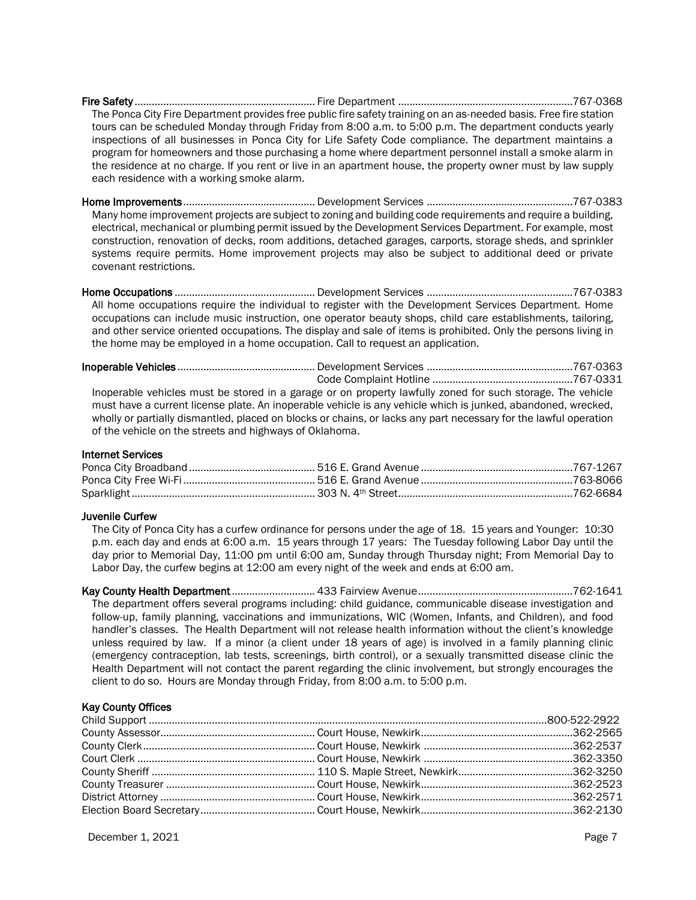**Fire Safety** .............................................................. Fire Department ............................................................767-0368

The Ponca City Fire Department provides free public fire safety training on an as-needed basis. Free fire station tours can be scheduled Monday through Friday from 8:00 a.m. to 5:00 p.m. The department conducts yearly inspections of all businesses in Ponca City for Life Safety Code compliance. The department maintains a program for homeowners and those purchasing a home where department personnel install a smoke alarm in the residence at no charge. If you rent or live in an apartment house, the property owner must by law supply each residence with a working smoke alarm.

**Home Improvements** ............................................. Development Services ..................................................767-0383

Many home improvement projects are subject to zoning and building code requirements and require a building, electrical, mechanical or plumbing permit issued by the Development Services Department. For example, most construction, renovation of decks, room additions, detached garages, carports, storage sheds, and sprinkler systems require permits. Home improvement projects may also be subject to additional deed or private covenant restrictions.

**Home Occupations** ................................................ Development Services ..................................................767-0383

All home occupations require the individual to register with the Development Services Department. Home occupations can include music instruction, one operator beauty shops, child care establishments, tailoring, and other service oriented occupations. The display and sale of items is prohibited. Only the persons living in the home may be employed in a home occupation. Call to request an application.

**Inoperable Vehicles** ............................................... Development Services ..................................................767-0363
Code Complaint Hotline ................................................767-0331

Inoperable vehicles must be stored in a garage or on property lawfully zoned for such storage. The vehicle must have a current license plate. An inoperable vehicle is any vehicle which is junked, abandoned, wrecked, wholly or partially dismantled, placed on blocks or chains, or lacks any part necessary for the lawful operation of the vehicle on the streets and highways of Oklahoma.

**Internet Services**

Ponca City Broadband ........................................... 516 E. Grand Avenue ....................................................767-1267
Ponca City Free Wi-Fi ............................................. 516 E. Grand Avenue ....................................................763-8066
Sparklight ............................................................... 303 N. 4th Street............................................................762-6684

**Juvenile Curfew**

The City of Ponca City has a curfew ordinance for persons under the age of 18. 15 years and Younger: 10:30 p.m. each day and ends at 6:00 a.m. 15 years through 17 years: The Tuesday following Labor Day until the day prior to Memorial Day, 11:00 pm until 6:00 am, Sunday through Thursday night; From Memorial Day to Labor Day, the curfew begins at 12:00 am every night of the week and ends at 6:00 am.

**Kay County Health Department** ............................ 433 Fairview Avenue.....................................................762-1641

The department offers several programs including: child guidance, communicable disease investigation and follow-up, family planning, vaccinations and immunizations, WIC (Women, Infants, and Children), and food handler's classes. The Health Department will not release health information without the client's knowledge unless required by law. If a minor (a client under 18 years of age) is involved in a family planning clinic (emergency contraception, lab tests, screenings, birth control), or a sexually transmitted disease clinic the Health Department will not contact the parent regarding the clinic involvement, but strongly encourages the client to do so. Hours are Monday through Friday, from 8:00 a.m. to 5:00 p.m.

**Kay County Offices**

Child Support ........................................................................................................................................800-522-2922
County Assessor..................................................... Court House, Newkirk....................................................362-2565
County Clerk........................................................... Court House, Newkirk ...................................................362-2537
Court Clerk ............................................................. Court House, Newkirk ...................................................362-3350
County Sheriff ........................................................ 110 S. Maple Street, Newkirk........................................362-3250
County Treasurer .................................................... Court House, Newkirk....................................................362-2523
District Attorney ..................................................... Court House, Newkirk....................................................362-2571
Election Board Secretary........................................ Court House, Newkirk....................................................362-2130

December 1, 2021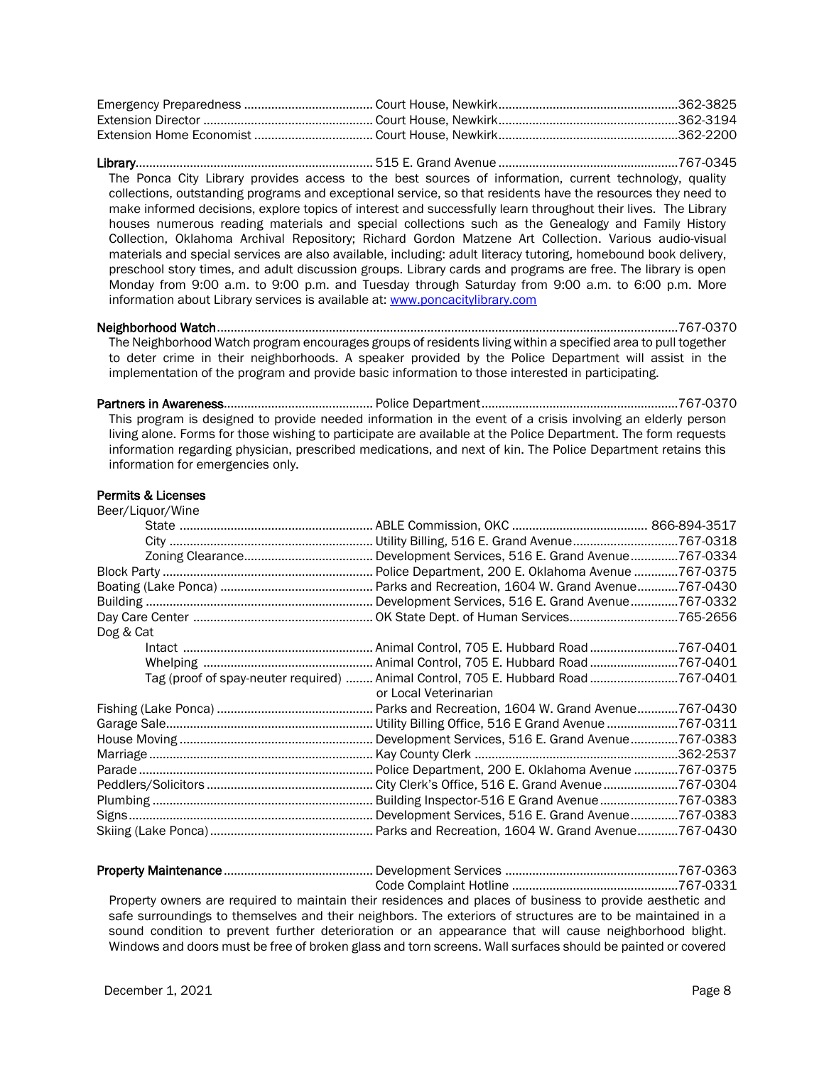| | | |
|---|---|---|
| Emergency Preparedness | Court House, Newkirk | 362-3825 |
| Extension Director | Court House, Newkirk | 362-3194 |
| Extension Home Economist | Court House, Newkirk | 362-2200 |

**Library** ..................... 515 E. Grand Avenue ..................... 767-0345

The Ponca City Library provides access to the best sources of information, current technology, quality collections, outstanding programs and exceptional service, so that residents have the resources they need to make informed decisions, explore topics of interest and successfully learn throughout their lives. The Library houses numerous reading materials and special collections such as the Genealogy and Family History Collection, Oklahoma Archival Repository; Richard Gordon Matzene Art Collection. Various audio-visual materials and special services are also available, including: adult literacy tutoring, homebound book delivery, preschool story times, and adult discussion groups. Library cards and programs are free. The library is open Monday from 9:00 a.m. to 9:00 p.m. and Tuesday through Saturday from 9:00 a.m. to 6:00 p.m. More information about Library services is available at: www.poncacitylibrary.com

**Neighborhood Watch** ..................... 767-0370

The Neighborhood Watch program encourages groups of residents living within a specified area to pull together to deter crime in their neighborhoods. A speaker provided by the Police Department will assist in the implementation of the program and provide basic information to those interested in participating.

**Partners in Awareness** ..................... Police Department ..................... 767-0370

This program is designed to provide needed information in the event of a crisis involving an elderly person living alone. Forms for those wishing to participate are available at the Police Department. The form requests information regarding physician, prescribed medications, and next of kin. The Police Department retains this information for emergencies only.

**Permits & Licenses**

| | | |
|---|---|---|
| Beer/Liquor/Wine | | |
| State | ABLE Commission, OKC | 866-894-3517 |
| City | Utility Billing, 516 E. Grand Avenue | 767-0318 |
| Zoning Clearance | Development Services, 516 E. Grand Avenue | 767-0334 |
| Block Party | Police Department, 200 E. Oklahoma Avenue | 767-0375 |
| Boating (Lake Ponca) | Parks and Recreation, 1604 W. Grand Avenue | 767-0430 |
| Building | Development Services, 516 E. Grand Avenue | 767-0332 |
| Day Care Center | OK State Dept. of Human Services | 765-2656 |
| Dog & Cat | | |
| Intact | Animal Control, 705 E. Hubbard Road | 767-0401 |
| Whelping | Animal Control, 705 E. Hubbard Road | 767-0401 |
| Tag (proof of spay-neuter required) | Animal Control, 705 E. Hubbard Road or Local Veterinarian | 767-0401 |
| Fishing (Lake Ponca) | Parks and Recreation, 1604 W. Grand Avenue | 767-0430 |
| Garage Sale | Utility Billing Office, 516 E Grand Avenue | 767-0311 |
| House Moving | Development Services, 516 E. Grand Avenue | 767-0383 |
| Marriage | Kay County Clerk | 362-2537 |
| Parade | Police Department, 200 E. Oklahoma Avenue | 767-0375 |
| Peddlers/Solicitors | City Clerk's Office, 516 E. Grand Avenue | 767-0304 |
| Plumbing | Building Inspector-516 E Grand Avenue | 767-0383 |
| Signs | Development Services, 516 E. Grand Avenue | 767-0383 |
| Skiing (Lake Ponca) | Parks and Recreation, 1604 W. Grand Avenue | 767-0430 |

**Property Maintenance** ..................... Development Services ..................... 767-0363
Code Complaint Hotline ..................... 767-0331

Property owners are required to maintain their residences and places of business to provide aesthetic and safe surroundings to themselves and their neighbors. The exteriors of structures are to be maintained in a sound condition to prevent further deterioration or an appearance that will cause neighborhood blight. Windows and doors must be free of broken glass and torn screens. Wall surfaces should be painted or covered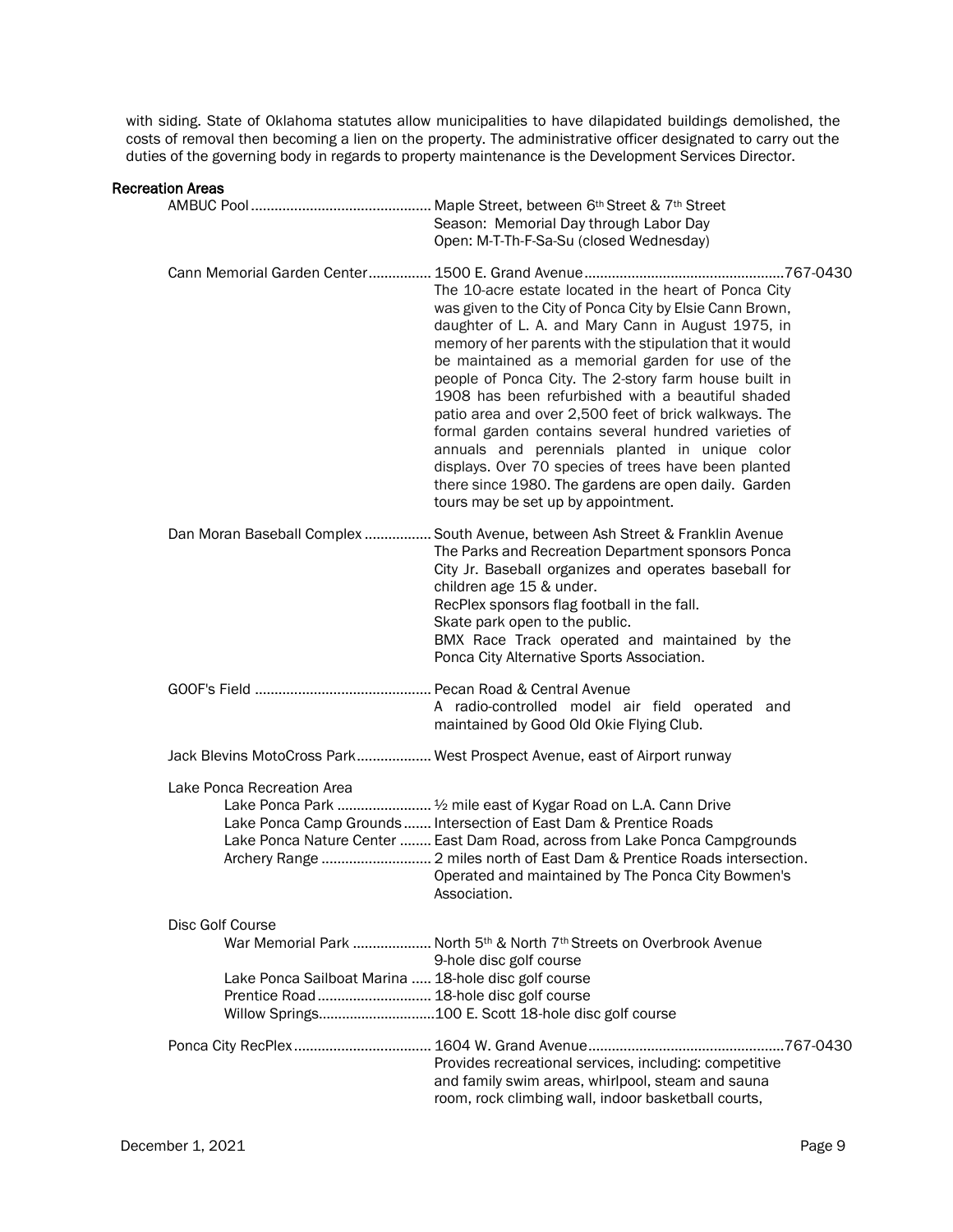with siding. State of Oklahoma statutes allow municipalities to have dilapidated buildings demolished, the costs of removal then becoming a lien on the property. The administrative officer designated to carry out the duties of the governing body in regards to property maintenance is the Development Services Director.

## Recreation Areas

**AMBUC Pool** ............................................. Maple Street, between 6th Street & 7th Street
Season: Memorial Day through Labor Day
Open: M-T-Th-F-Sa-Su (closed Wednesday)

**Cann Memorial Garden Center** ................ 1500 E. Grand Avenue .................................................. 767-0430
The 10-acre estate located in the heart of Ponca City was given to the City of Ponca City by Elsie Cann Brown, daughter of L. A. and Mary Cann in August 1975, in memory of her parents with the stipulation that it would be maintained as a memorial garden for use of the people of Ponca City. The 2-story farm house built in 1908 has been refurbished with a beautiful shaded patio area and over 2,500 feet of brick walkways. The formal garden contains several hundred varieties of annuals and perennials planted in unique color displays. Over 70 species of trees have been planted there since 1980. The gardens are open daily. Garden tours may be set up by appointment.

**Dan Moran Baseball Complex** ................. South Avenue, between Ash Street & Franklin Avenue
The Parks and Recreation Department sponsors Ponca City Jr. Baseball organizes and operates baseball for children age 15 & under.
RecPlex sponsors flag football in the fall.
Skate park open to the public.
BMX Race Track operated and maintained by the Ponca City Alternative Sports Association.

**GOOF's Field** ............................................ Pecan Road & Central Avenue
A radio-controlled model air field operated and maintained by Good Old Okie Flying Club.

**Jack Blevins MotoCross Park** ................... West Prospect Avenue, east of Airport runway

**Lake Ponca Recreation Area**

- Lake Ponca Park ........................ ½ mile east of Kygar Road on L.A. Cann Drive
- Lake Ponca Camp Grounds ....... Intersection of East Dam & Prentice Roads
- Lake Ponca Nature Center ........ East Dam Road, across from Lake Ponca Campgrounds
- Archery Range ............................ 2 miles north of East Dam & Prentice Roads intersection. Operated and maintained by The Ponca City Bowmen's Association.

**Disc Golf Course**

- War Memorial Park .................... North 5th & North 7th Streets on Overbrook Avenue
9-hole disc golf course
- Lake Ponca Sailboat Marina ..... 18-hole disc golf course
- Prentice Road ............................ 18-hole disc golf course
- Willow Springs............................. 100 E. Scott 18-hole disc golf course

**Ponca City RecPlex** .................................. 1604 W. Grand Avenue ................................................. 767-0430
Provides recreational services, including: competitive and family swim areas, whirlpool, steam and sauna room, rock climbing wall, indoor basketball courts,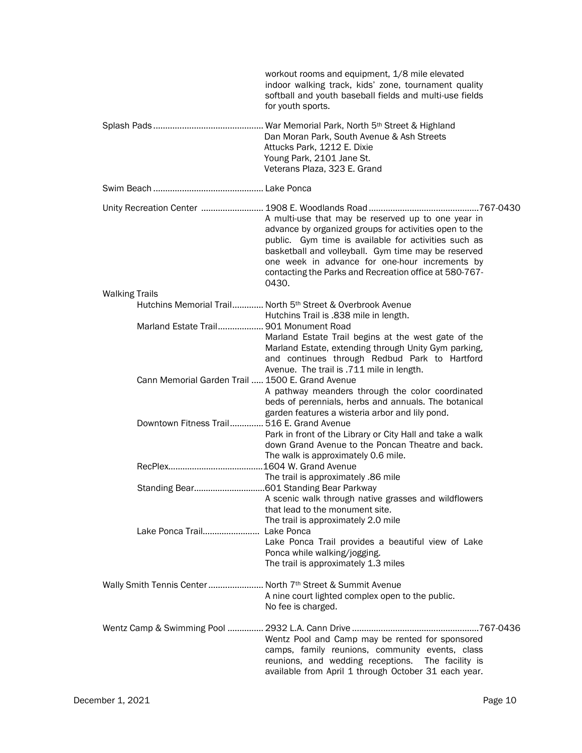workout rooms and equipment, 1/8 mile elevated indoor walking track, kids' zone, tournament quality softball and youth baseball fields and multi-use fields for youth sports.

Splash Pads............................................. War Memorial Park, North 5th Street & Highland
Dan Moran Park, South Avenue & Ash Streets
Attucks Park, 1212 E. Dixie
Young Park, 2101 Jane St.
Veterans Plaza, 323 E. Grand

Swim Beach ............................................. Lake Ponca

Unity Recreation Center .......................... 1908 E. Woodlands Road .............................................767-0430
A multi-use that may be reserved up to one year in advance by organized groups for activities open to the public. Gym time is available for activities such as basketball and volleyball. Gym time may be reserved one week in advance for one-hour increments by contacting the Parks and Recreation office at 580-767-0430.

Walking Trails

Hutchins Memorial Trail............. North 5th Street & Overbrook Avenue
Hutchins Trail is .838 mile in length.

Marland Estate Trail................... 901 Monument Road
Marland Estate Trail begins at the west gate of the Marland Estate, extending through Unity Gym parking, and continues through Redbud Park to Hartford Avenue. The trail is .711 mile in length.

Cann Memorial Garden Trail ..... 1500 E. Grand Avenue
A pathway meanders through the color coordinated beds of perennials, herbs and annuals. The botanical garden features a wisteria arbor and lily pond.

Downtown Fitness Trail.............. 516 E. Grand Avenue
Park in front of the Library or City Hall and take a walk down Grand Avenue to the Poncan Theatre and back. The walk is approximately 0.6 mile.

RecPlex........................................1604 W. Grand Avenue
The trail is approximately .86 mile

Standing Bear..............................601 Standing Bear Parkway
A scenic walk through native grasses and wildflowers that lead to the monument site.
The trail is approximately 2.0 mile

Lake Ponca Trail........................ Lake Ponca
Lake Ponca Trail provides a beautiful view of Lake Ponca while walking/jogging.
The trail is approximately 1.3 miles

Wally Smith Tennis Center ....................... North 7th Street & Summit Avenue
A nine court lighted complex open to the public.
No fee is charged.

Wentz Camp & Swimming Pool ............... 2932 L.A. Cann Drive ....................................................767-0436
Wentz Pool and Camp may be rented for sponsored camps, family reunions, community events, class reunions, and wedding receptions. The facility is available from April 1 through October 31 each year.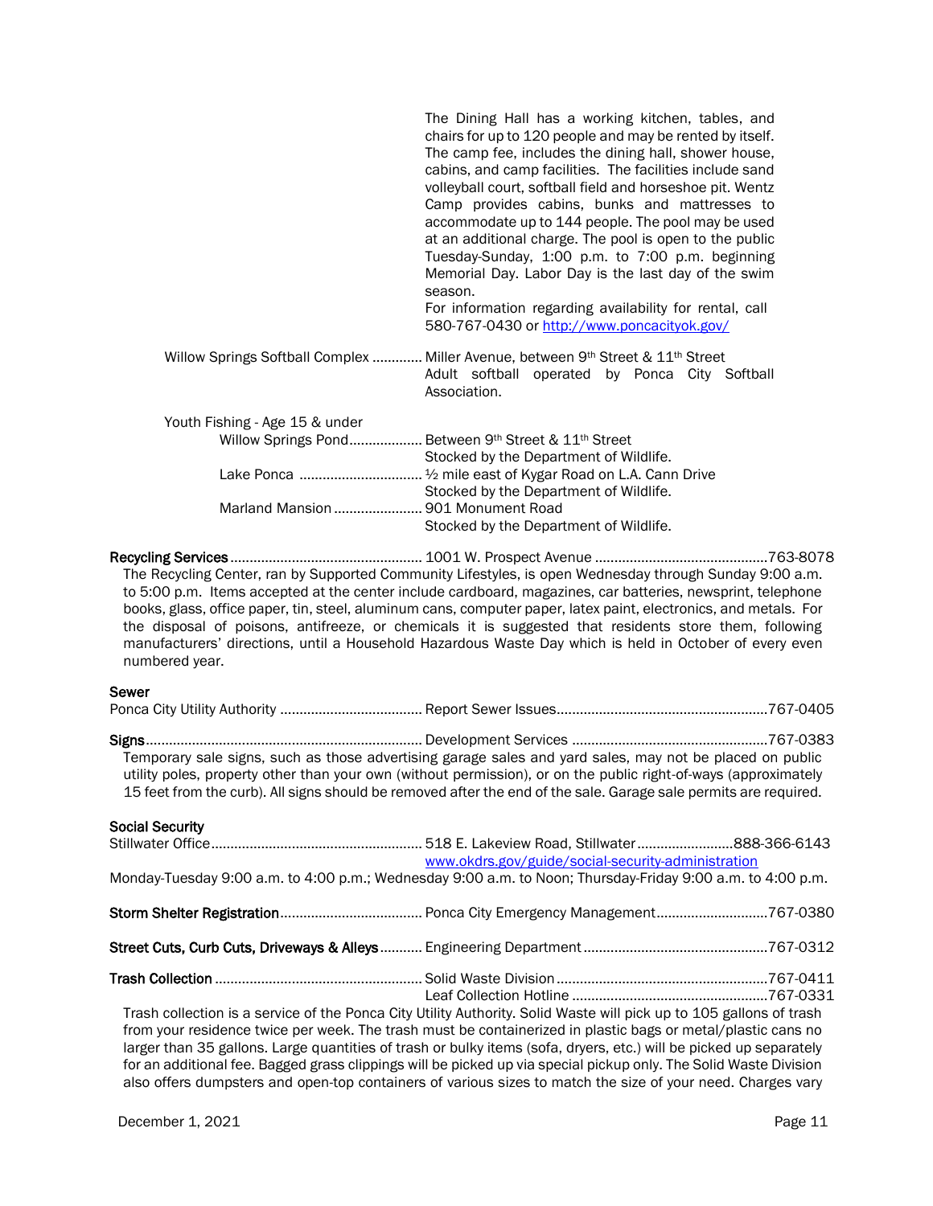The Dining Hall has a working kitchen, tables, and chairs for up to 120 people and may be rented by itself. The camp fee, includes the dining hall, shower house, cabins, and camp facilities. The facilities include sand volleyball court, softball field and horseshoe pit. Wentz Camp provides cabins, bunks and mattresses to accommodate up to 144 people. The pool may be used at an additional charge. The pool is open to the public Tuesday-Sunday, 1:00 p.m. to 7:00 p.m. beginning Memorial Day. Labor Day is the last day of the swim season.
For information regarding availability for rental, call 580-767-0430 or http://www.poncacityok.gov/

Willow Springs Softball Complex ............. Miller Avenue, between 9th Street & 11th Street
Adult softball operated by Ponca City Softball Association.

Youth Fishing - Age 15 & under

- Willow Springs Pond................... Between 9th Street & 11th Street
  Stocked by the Department of Wildlife.
- Lake Ponca ................................ ½ mile east of Kygar Road on L.A. Cann Drive
  Stocked by the Department of Wildlife.
- Marland Mansion ....................... 901 Monument Road
  Stocked by the Department of Wildlife.

**Recycling Services**................................................. 1001 W. Prospect Avenue ............................................763-8078

The Recycling Center, ran by Supported Community Lifestyles, is open Wednesday through Sunday 9:00 a.m. to 5:00 p.m. Items accepted at the center include cardboard, magazines, car batteries, newsprint, telephone books, glass, office paper, tin, steel, aluminum cans, computer paper, latex paint, electronics, and metals. For the disposal of poisons, antifreeze, or chemicals it is suggested that residents store them, following manufacturers' directions, until a Household Hazardous Waste Day which is held in October of every even numbered year.

**Sewer**

Ponca City Utility Authority ..................................... Report Sewer Issues......................................................767-0405

**Signs**....................................................................... Development Services ..................................................767-0383

Temporary sale signs, such as those advertising garage sales and yard sales, may not be placed on public utility poles, property other than your own (without permission), or on the public right-of-ways (approximately 15 feet from the curb). All signs should be removed after the end of the sale. Garage sale permits are required.

**Social Security**

Stillwater Office...................................................... 518 E. Lakeview Road, Stillwater.........................888-366-6143
www.okdrs.gov/guide/social-security-administration

Monday-Tuesday 9:00 a.m. to 4:00 p.m.; Wednesday 9:00 a.m. to Noon; Thursday-Friday 9:00 a.m. to 4:00 p.m.

**Storm Shelter Registration**.................................... Ponca City Emergency Management............................767-0380

**Street Cuts, Curb Cuts, Driveways & Alleys**........... Engineering Department ...............................................767-0312

**Trash Collection** ..................................................... Solid Waste Division ......................................................767-0411
Leaf Collection Hotline ..................................................767-0331

Trash collection is a service of the Ponca City Utility Authority. Solid Waste will pick up to 105 gallons of trash from your residence twice per week. The trash must be containerized in plastic bags or metal/plastic cans no larger than 35 gallons. Large quantities of trash or bulky items (sofa, dryers, etc.) will be picked up separately for an additional fee. Bagged grass clippings will be picked up via special pickup only. The Solid Waste Division also offers dumpsters and open-top containers of various sizes to match the size of your need. Charges vary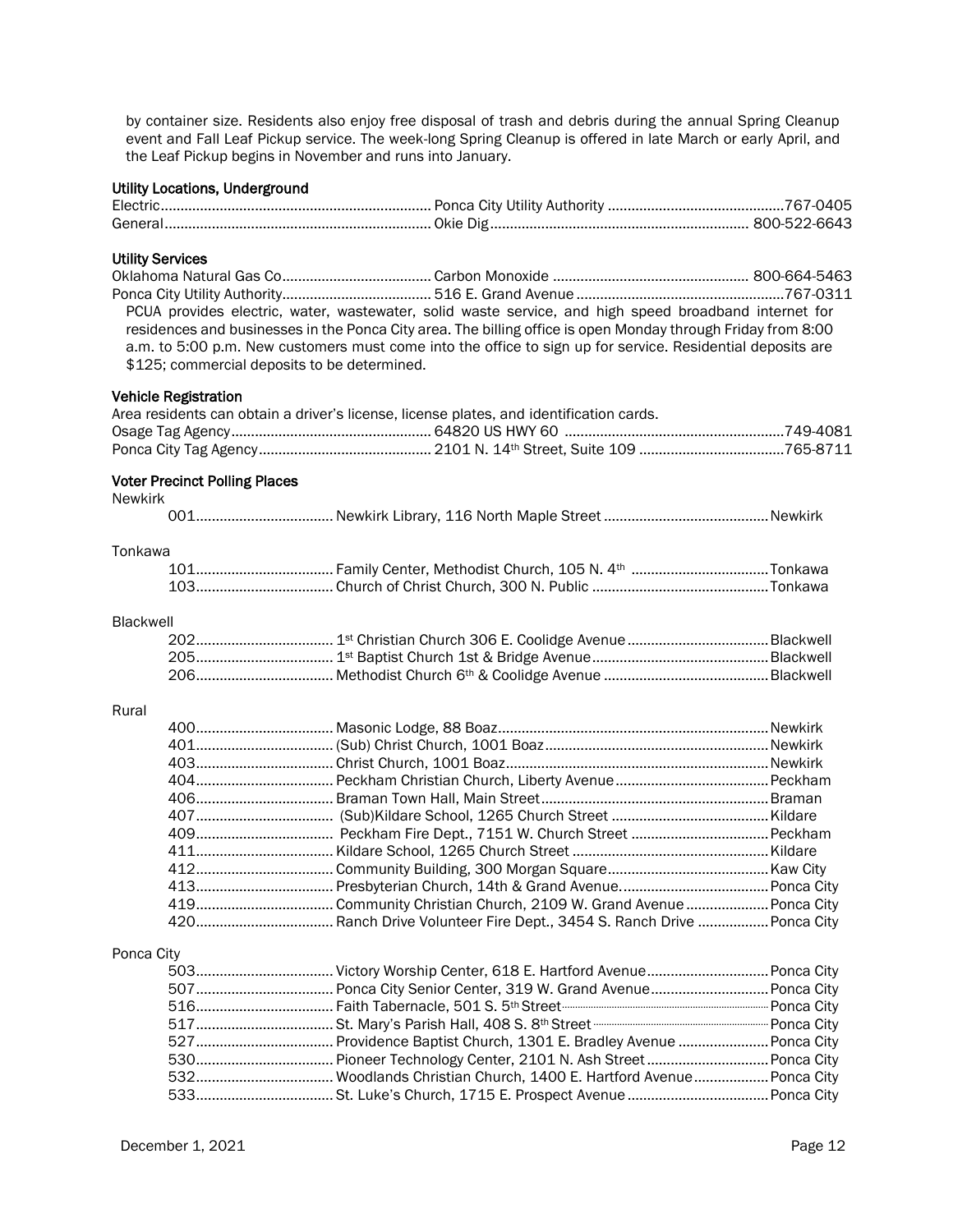by container size. Residents also enjoy free disposal of trash and debris during the annual Spring Cleanup event and Fall Leaf Pickup service. The week-long Spring Cleanup is offered in late March or early April, and the Leaf Pickup begins in November and runs into January.

#### Utility Locations, Underground

| | | |
|---|---|---|
| Electric | Ponca City Utility Authority | 767-0405 |
| General | Okie Dig | 800-522-6643 |

#### Utility Services

| | | |
|---|---|---|
| Oklahoma Natural Gas Co | Carbon Monoxide | 800-664-5463 |
| Ponca City Utility Authority | 516 E. Grand Avenue | 767-0311 |

PCUA provides electric, water, wastewater, solid waste service, and high speed broadband internet for residences and businesses in the Ponca City area. The billing office is open Monday through Friday from 8:00 a.m. to 5:00 p.m. New customers must come into the office to sign up for service. Residential deposits are $125; commercial deposits to be determined.

#### Vehicle Registration

Area residents can obtain a driver's license, license plates, and identification cards.

| | | |
|---|---|---|
| Osage Tag Agency | 64820 US HWY 60 | 749-4081 |
| Ponca City Tag Agency | 2101 N. 14th Street, Suite 109 | 765-8711 |

#### Voter Precinct Polling Places

Newkirk

| | | |
|---|---|---|
| 001 | Newkirk Library, 116 North Maple Street | Newkirk |

Tonkawa

| | | |
|---|---|---|
| 101 | Family Center, Methodist Church, 105 N. 4th | Tonkawa |
| 103 | Church of Christ Church, 300 N. Public | Tonkawa |

Blackwell

| | | |
|---|---|---|
| 202 | 1st Christian Church 306 E. Coolidge Avenue | Blackwell |
| 205 | 1st Baptist Church 1st & Bridge Avenue | Blackwell |
| 206 | Methodist Church 6th & Coolidge Avenue | Blackwell |

Rural

| | | |
|---|---|---|
| 400 | Masonic Lodge, 88 Boaz | Newkirk |
| 401 | (Sub) Christ Church, 1001 Boaz | Newkirk |
| 403 | Christ Church, 1001 Boaz | Newkirk |
| 404 | Peckham Christian Church, Liberty Avenue | Peckham |
| 406 | Braman Town Hall, Main Street | Braman |
| 407 | (Sub)Kildare School, 1265 Church Street | Kildare |
| 409 | Peckham Fire Dept., 7151 W. Church Street | Peckham |
| 411 | Kildare School, 1265 Church Street | Kildare |
| 412 | Community Building, 300 Morgan Square | Kaw City |
| 413 | Presbyterian Church, 14th & Grand Avenue. | Ponca City |
| 419 | Community Christian Church, 2109 W. Grand Avenue | Ponca City |
| 420 | Ranch Drive Volunteer Fire Dept., 3454 S. Ranch Drive | Ponca City |

Ponca City

| | | |
|---|---|---|
| 503 | Victory Worship Center, 618 E. Hartford Avenue | Ponca City |
| 507 | Ponca City Senior Center, 319 W. Grand Avenue | Ponca City |
| 516 | Faith Tabernacle, 501 S. 5th Street | Ponca City |
| 517 | St. Mary's Parish Hall, 408 S. 8th Street | Ponca City |
| 527 | Providence Baptist Church, 1301 E. Bradley Avenue | Ponca City |
| 530 | Pioneer Technology Center, 2101 N. Ash Street | Ponca City |
| 532 | Woodlands Christian Church, 1400 E. Hartford Avenue | Ponca City |
| 533 | St. Luke's Church, 1715 E. Prospect Avenue | Ponca City |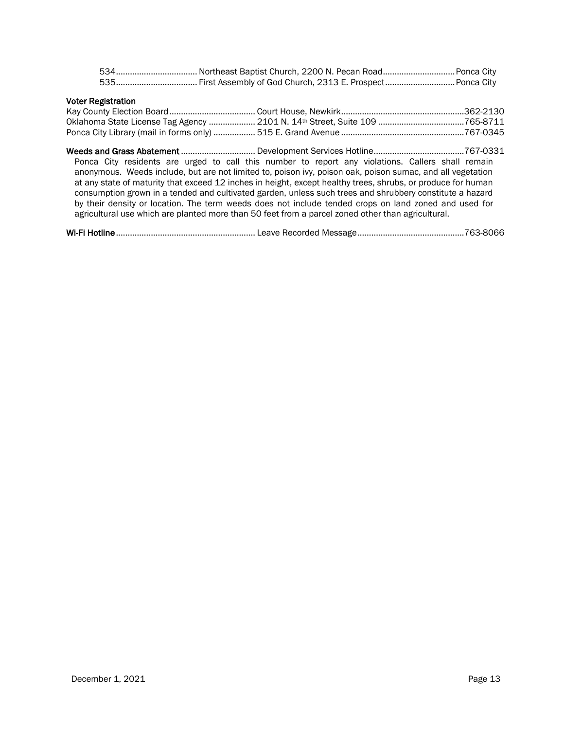534.................................. Northeast Baptist Church, 2200 N. Pecan Road.............................. Ponca City
535.................................. First Assembly of God Church, 2313 E. Prospect............................. Ponca City

**Voter Registration**

Kay County Election Board.................................... Court House, Newkirk.................................................... 362-2130
Oklahoma State License Tag Agency ................... 2101 N. 14th Street, Suite 109 .................................... 765-8711
Ponca City Library (mail in forms only) ................. 515 E. Grand Avenue .................................................... 767-0345

**Weeds and Grass Abatement** ............................... Development Services Hotline...................................... 767-0331

Ponca City residents are urged to call this number to report any violations. Callers shall remain anonymous. Weeds include, but are not limited to, poison ivy, poison oak, poison sumac, and all vegetation at any state of maturity that exceed 12 inches in height, except healthy trees, shrubs, or produce for human consumption grown in a tended and cultivated garden, unless such trees and shrubbery constitute a hazard by their density or location. The term weeds does not include tended crops on land zoned and used for agricultural use which are planted more than 50 feet from a parcel zoned other than agricultural.

**Wi-Fi Hotline**.......................................................... Leave Recorded Message............................................. 763-8066

December 1, 2021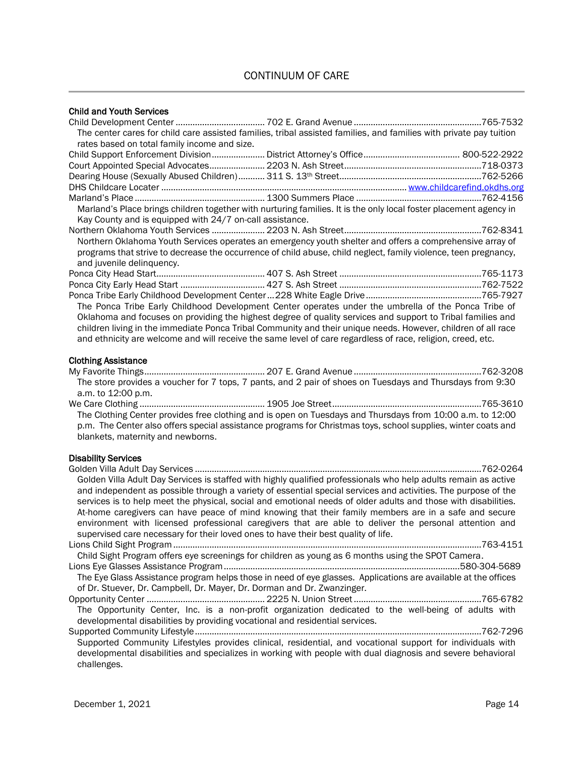# CONTINUUM OF CARE

## Child and Youth Services

Child Development Center ..................................... 702 E. Grand Avenue ..................................................... 765-7532

The center cares for child care assisted families, tribal assisted families, and families with private pay tuition rates based on total family income and size.

Child Support Enforcement Division ...................... District Attorney's Office ........................................ 800-522-2922

Court Appointed Special Advocates ....................... 2203 N. Ash Street ......................................................... 718-0373

Dearing House (Sexually Abused Children) ........... 311 S. 13th Street ........................................................... 762-5266

DHS Childcare Locater ..................................................................................................................... www.childcarefind.okdhs.org

Marland's Place ...................................................... 1300 Summers Place .................................................... 762-4156

Marland's Place brings children together with nurturing families. It is the only local foster placement agency in Kay County and is equipped with 24/7 on-call assistance.

Northern Oklahoma Youth Services ...................... 2203 N. Ash Street ......................................................... 762-8341

Northern Oklahoma Youth Services operates an emergency youth shelter and offers a comprehensive array of programs that strive to decrease the occurrence of child abuse, child neglect, family violence, teen pregnancy, and juvenile delinquency.

Ponca City Head Start ............................................. 407 S. Ash Street ........................................................... 765-1173

Ponca City Early Head Start ................................... 427 S. Ash Street ........................................................... 762-7522

Ponca Tribe Early Childhood Development Center ... 228 White Eagle Drive ................................................ 765-7927

The Ponca Tribe Early Childhood Development Center operates under the umbrella of the Ponca Tribe of Oklahoma and focuses on providing the highest degree of quality services and support to Tribal families and children living in the immediate Ponca Tribal Community and their unique needs. However, children of all race and ethnicity are welcome and will receive the same level of care regardless of race, religion, creed, etc.

## Clothing Assistance

My Favorite Things .................................................. 207 E. Grand Avenue ..................................................... 762-3208

The store provides a voucher for 7 tops, 7 pants, and 2 pair of shoes on Tuesdays and Thursdays from 9:30 a.m. to 12:00 p.m.

We Care Clothing .................................................... 1905 Joe Street ............................................................. 765-3610

The Clothing Center provides free clothing and is open on Tuesdays and Thursdays from 10:00 a.m. to 12:00 p.m. The Center also offers special assistance programs for Christmas toys, school supplies, winter coats and blankets, maternity and newborns.

## Disability Services

Golden Villa Adult Day Services ....................................................................................................................... 762-0264

Golden Villa Adult Day Services is staffed with highly qualified professionals who help adults remain as active and independent as possible through a variety of essential special services and activities. The purpose of the services is to help meet the physical, social and emotional needs of older adults and those with disabilities. At-home caregivers can have peace of mind knowing that their family members are in a safe and secure environment with licensed professional caregivers that are able to deliver the personal attention and supervised care necessary for their loved ones to have their best quality of life.

Lions Child Sight Program ................................................................................................................................ 763-4151

Child Sight Program offers eye screenings for children as young as 6 months using the SPOT Camera.

Lions Eye Glasses Assistance Program ................................................................................................... 580-304-5689

The Eye Glass Assistance program helps those in need of eye glasses. Applications are available at the offices of Dr. Stuever, Dr. Campbell, Dr. Mayer, Dr. Dorman and Dr. Zwanzinger.

Opportunity Center ................................................. 2225 N. Union Street ..................................................... 765-6782

The Opportunity Center, Inc. is a non-profit organization dedicated to the well-being of adults with developmental disabilities by providing vocational and residential services.

Supported Community Lifestyle ....................................................................................................................... 762-7296

Supported Community Lifestyles provides clinical, residential, and vocational support for individuals with developmental disabilities and specializes in working with people with dual diagnosis and severe behavioral challenges.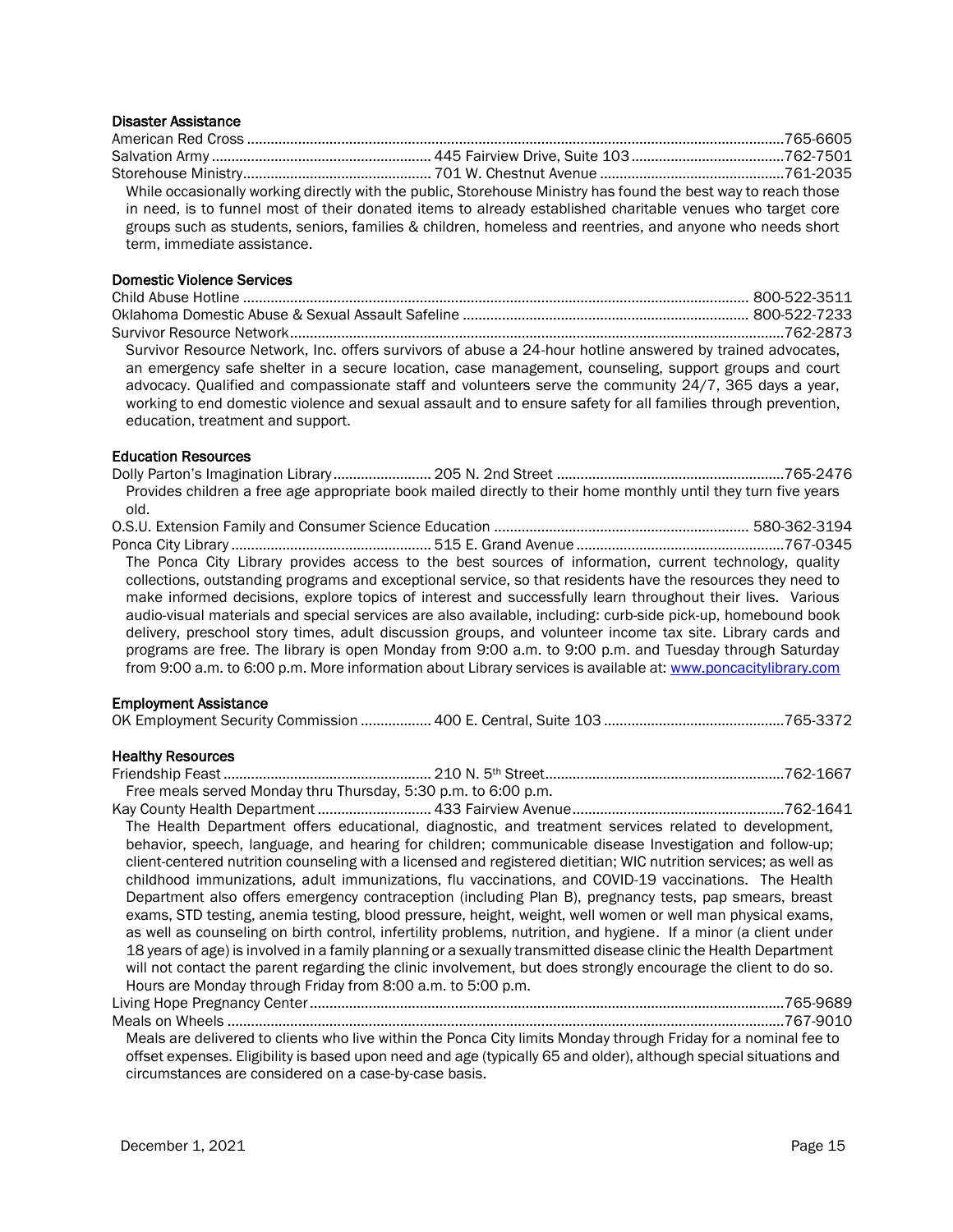### Disaster Assistance

American Red Cross ........................................................................ 765-6605
Salvation Army ........................ 445 Fairview Drive, Suite 103 ........................ 762-7501
Storehouse Ministry ........................ 701 W. Chestnut Avenue ........................ 761-2035

While occasionally working directly with the public, Storehouse Ministry has found the best way to reach those in need, is to funnel most of their donated items to already established charitable venues who target core groups such as students, seniors, families & children, homeless and reentries, and anyone who needs short term, immediate assistance.

### Domestic Violence Services

Child Abuse Hotline ........................................................................ 800-522-3511
Oklahoma Domestic Abuse & Sexual Assault Safeline ........................ 800-522-7233
Survivor Resource Network ........................................................................ 762-2873

Survivor Resource Network, Inc. offers survivors of abuse a 24-hour hotline answered by trained advocates, an emergency safe shelter in a secure location, case management, counseling, support groups and court advocacy. Qualified and compassionate staff and volunteers serve the community 24/7, 365 days a year, working to end domestic violence and sexual assault and to ensure safety for all families through prevention, education, treatment and support.

### Education Resources

Dolly Parton's Imagination Library ........................ 205 N. 2nd Street ........................ 765-2476

Provides children a free age appropriate book mailed directly to their home monthly until they turn five years old.

O.S.U. Extension Family and Consumer Science Education ........................ 580-362-3194
Ponca City Library ........................ 515 E. Grand Avenue ........................ 767-0345

The Ponca City Library provides access to the best sources of information, current technology, quality collections, outstanding programs and exceptional service, so that residents have the resources they need to make informed decisions, explore topics of interest and successfully learn throughout their lives. Various audio-visual materials and special services are also available, including: curb-side pick-up, homebound book delivery, preschool story times, adult discussion groups, and volunteer income tax site. Library cards and programs are free. The library is open Monday from 9:00 a.m. to 9:00 p.m. and Tuesday through Saturday from 9:00 a.m. to 6:00 p.m. More information about Library services is available at: www.poncacitylibrary.com

### Employment Assistance

OK Employment Security Commission ........................ 400 E. Central, Suite 103 ........................ 765-3372

### Healthy Resources

Friendship Feast ........................ 210 N. 5th Street ........................ 762-1667

Free meals served Monday thru Thursday, 5:30 p.m. to 6:00 p.m.

Kay County Health Department ........................ 433 Fairview Avenue ........................ 762-1641

The Health Department offers educational, diagnostic, and treatment services related to development, behavior, speech, language, and hearing for children; communicable disease Investigation and follow-up; client-centered nutrition counseling with a licensed and registered dietitian; WIC nutrition services; as well as childhood immunizations, adult immunizations, flu vaccinations, and COVID-19 vaccinations. The Health Department also offers emergency contraception (including Plan B), pregnancy tests, pap smears, breast exams, STD testing, anemia testing, blood pressure, height, weight, well women or well man physical exams, as well as counseling on birth control, infertility problems, nutrition, and hygiene. If a minor (a client under 18 years of age) is involved in a family planning or a sexually transmitted disease clinic the Health Department will not contact the parent regarding the clinic involvement, but does strongly encourage the client to do so. Hours are Monday through Friday from 8:00 a.m. to 5:00 p.m.

Living Hope Pregnancy Center ........................................................................ 765-9689
Meals on Wheels ........................................................................ 767-9010

Meals are delivered to clients who live within the Ponca City limits Monday through Friday for a nominal fee to offset expenses. Eligibility is based upon need and age (typically 65 and older), although special situations and circumstances are considered on a case-by-case basis.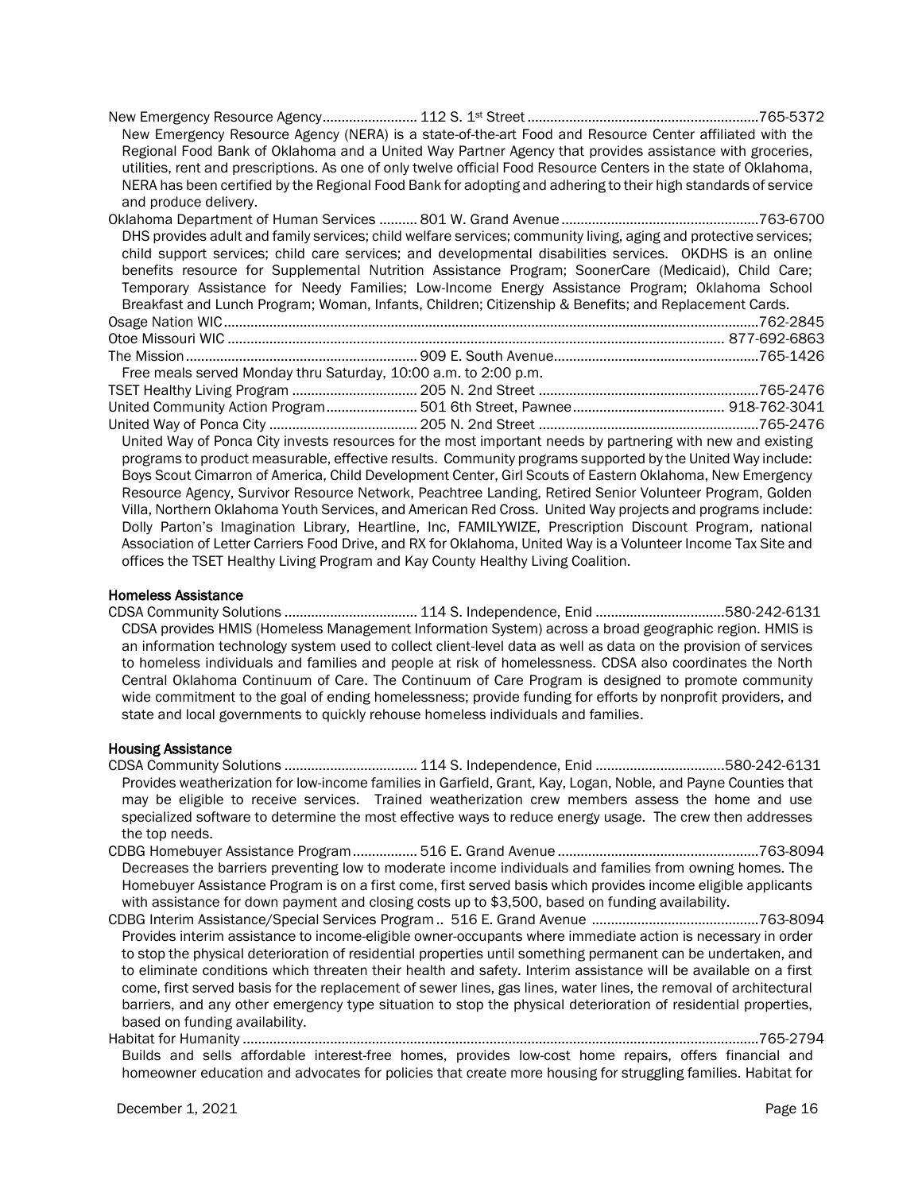New Emergency Resource Agency......................... 112 S. 1st Street ............................................................765-5372

New Emergency Resource Agency (NERA) is a state-of-the-art Food and Resource Center affiliated with the Regional Food Bank of Oklahoma and a United Way Partner Agency that provides assistance with groceries, utilities, rent and prescriptions. As one of only twelve official Food Resource Centers in the state of Oklahoma, NERA has been certified by the Regional Food Bank for adopting and adhering to their high standards of service and produce delivery.

Oklahoma Department of Human Services .......... 801 W. Grand Avenue ...................................................763-6700

DHS provides adult and family services; child welfare services; community living, aging and protective services; child support services; child care services; and developmental disabilities services. OKDHS is an online benefits resource for Supplemental Nutrition Assistance Program; SoonerCare (Medicaid), Child Care; Temporary Assistance for Needy Families; Low-Income Energy Assistance Program; Oklahoma School Breakfast and Lunch Program; Woman, Infants, Children; Citizenship & Benefits; and Replacement Cards.

Osage Nation WIC...........................................................................................................................762-2845

Otoe Missouri WIC ................................................................................................................... 877-692-6863

The Mission ............................................................ 909 E. South Avenue.....................................................765-1426

Free meals served Monday thru Saturday, 10:00 a.m. to 2:00 p.m.

TSET Healthy Living Program ................................ 205 N. 2nd Street .........................................................765-2476

United Community Action Program........................ 501 6th Street, Pawnee....................................... 918-762-3041

United Way of Ponca City ...................................... 205 N. 2nd Street .........................................................765-2476

United Way of Ponca City invests resources for the most important needs by partnering with new and existing programs to product measurable, effective results. Community programs supported by the United Way include: Boys Scout Cimarron of America, Child Development Center, Girl Scouts of Eastern Oklahoma, New Emergency Resource Agency, Survivor Resource Network, Peachtree Landing, Retired Senior Volunteer Program, Golden Villa, Northern Oklahoma Youth Services, and American Red Cross. United Way projects and programs include: Dolly Parton's Imagination Library, Heartline, Inc, FAMILYWIZE, Prescription Discount Program, national Association of Letter Carriers Food Drive, and RX for Oklahoma, United Way is a Volunteer Income Tax Site and offices the TSET Healthy Living Program and Kay County Healthy Living Coalition.

### Homeless Assistance

CDSA Community Solutions .................................. 114 S. Independence, Enid .................................580-242-6131

CDSA provides HMIS (Homeless Management Information System) across a broad geographic region. HMIS is an information technology system used to collect client-level data as well as data on the provision of services to homeless individuals and families and people at risk of homelessness. CDSA also coordinates the North Central Oklahoma Continuum of Care. The Continuum of Care Program is designed to promote community wide commitment to the goal of ending homelessness; provide funding for efforts by nonprofit providers, and state and local governments to quickly rehouse homeless individuals and families.

### Housing Assistance

CDSA Community Solutions .................................. 114 S. Independence, Enid .................................580-242-6131

Provides weatherization for low-income families in Garfield, Grant, Kay, Logan, Noble, and Payne Counties that may be eligible to receive services. Trained weatherization crew members assess the home and use specialized software to determine the most effective ways to reduce energy usage. The crew then addresses the top needs.

CDBG Homebuyer Assistance Program................ 516 E. Grand Avenue ....................................................763-8094

Decreases the barriers preventing low to moderate income individuals and families from owning homes. The Homebuyer Assistance Program is on a first come, first served basis which provides income eligible applicants with assistance for down payment and closing costs up to $3,500, based on funding availability.

CDBG Interim Assistance/Special Services Program .. 516 E. Grand Avenue ...........................................763-8094

Provides interim assistance to income-eligible owner-occupants where immediate action is necessary in order to stop the physical deterioration of residential properties until something permanent can be undertaken, and to eliminate conditions which threaten their health and safety. Interim assistance will be available on a first come, first served basis for the replacement of sewer lines, gas lines, water lines, the removal of architectural barriers, and any other emergency type situation to stop the physical deterioration of residential properties, based on funding availability.

Habitat for Humanity ......................................................................................................................765-2794

Builds and sells affordable interest-free homes, provides low-cost home repairs, offers financial and homeowner education and advocates for policies that create more housing for struggling families. Habitat for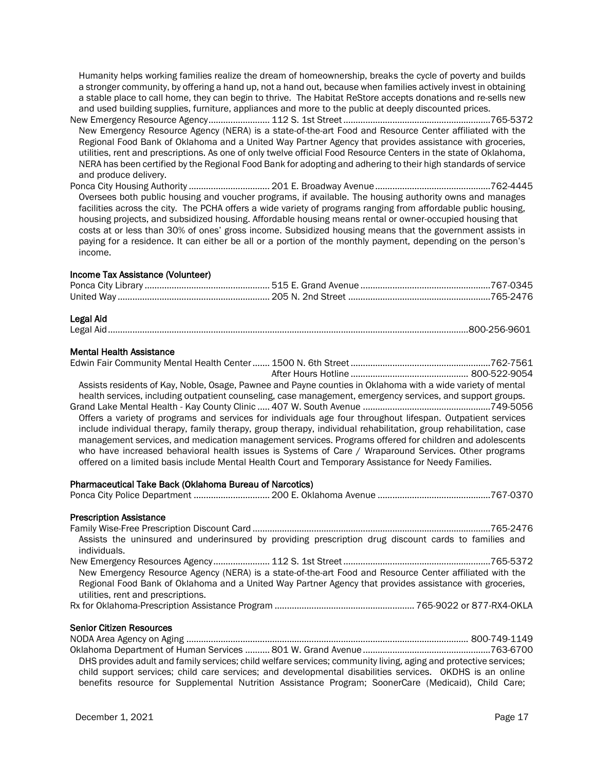Humanity helps working families realize the dream of homeownership, breaks the cycle of poverty and builds a stronger community, by offering a hand up, not a hand out, because when families actively invest in obtaining a stable place to call home, they can begin to thrive. The Habitat ReStore accepts donations and re-sells new and used building supplies, furniture, appliances and more to the public at deeply discounted prices.

New Emergency Resource Agency........................ 112 S. 1st Street ............................................................765-5372

New Emergency Resource Agency (NERA) is a state-of-the-art Food and Resource Center affiliated with the Regional Food Bank of Oklahoma and a United Way Partner Agency that provides assistance with groceries, utilities, rent and prescriptions. As one of only twelve official Food Resource Centers in the state of Oklahoma, NERA has been certified by the Regional Food Bank for adopting and adhering to their high standards of service and produce delivery.

Ponca City Housing Authority ................................ 201 E. Broadway Avenue..............................................762-4445

Oversees both public housing and voucher programs, if available. The housing authority owns and manages facilities across the city. The PCHA offers a wide variety of programs ranging from affordable public housing, housing projects, and subsidized housing. Affordable housing means rental or owner-occupied housing that costs at or less than 30% of ones' gross income. Subsidized housing means that the government assists in paying for a residence. It can either be all or a portion of the monthly payment, depending on the person's income.

**Income Tax Assistance (Volunteer)**

Ponca City Library .................................................. 515 E. Grand Avenue ....................................................767-0345

United Way ............................................................. 205 N. 2nd Street .........................................................765-2476

**Legal Aid**

Legal Aid..................................................................................................................................................800-256-9601

**Mental Health Assistance**

Edwin Fair Community Mental Health Center....... 1500 N. 6th Street .........................................................762-7561

After Hours Hotline ............................................... 800-522-9054

Assists residents of Kay, Noble, Osage, Pawnee and Payne counties in Oklahoma with a wide variety of mental health services, including outpatient counseling, case management, emergency services, and support groups.

Grand Lake Mental Health - Kay County Clinic ..... 407 W. South Avenue ...................................................749-5056

Offers a variety of programs and services for individuals age four throughout lifespan. Outpatient services include individual therapy, family therapy, group therapy, individual rehabilitation, group rehabilitation, case management services, and medication management services. Programs offered for children and adolescents who have increased behavioral health issues is Systems of Care / Wraparound Services. Other programs offered on a limited basis include Mental Health Court and Temporary Assistance for Needy Families.

**Pharmaceutical Take Back (Oklahoma Bureau of Narcotics)**

Ponca City Police Department .............................. 200 E. Oklahoma Avenue .............................................767-0370

**Prescription Assistance**

Family Wise-Free Prescription Discount Card ...............................................................................................765-2476

Assists the uninsured and underinsured by providing prescription drug discount cards to families and individuals.

New Emergency Resources Agency...................... 112 S. 1st Street ...........................................................765-5372

New Emergency Resource Agency (NERA) is a state-of-the-art Food and Resource Center affiliated with the Regional Food Bank of Oklahoma and a United Way Partner Agency that provides assistance with groceries, utilities, rent and prescriptions.

Rx for Oklahoma-Prescription Assistance Program ........................................................ 765-9022 or 877-RX4-OKLA

**Senior Citizen Resources**

NODA Area Agency on Aging ................................................................................................................ 800-749-1149

Oklahoma Department of Human Services .......... 801 W. Grand Avenue ...................................................763-6700

DHS provides adult and family services; child welfare services; community living, aging and protective services; child support services; child care services; and developmental disabilities services. OKDHS is an online benefits resource for Supplemental Nutrition Assistance Program; SoonerCare (Medicaid), Child Care;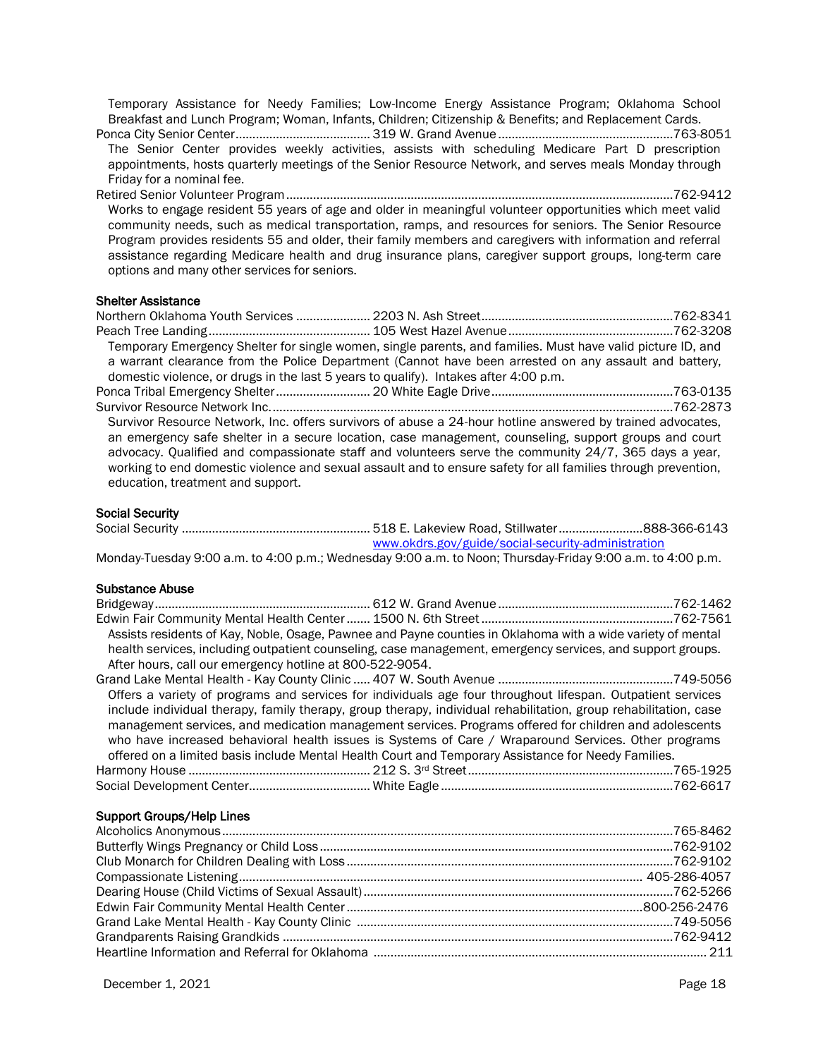Temporary Assistance for Needy Families; Low-Income Energy Assistance Program; Oklahoma School Breakfast and Lunch Program; Woman, Infants, Children; Citizenship & Benefits; and Replacement Cards.

Ponca City Senior Center ........ 319 W. Grand Avenue ........ 763-8051

The Senior Center provides weekly activities, assists with scheduling Medicare Part D prescription appointments, hosts quarterly meetings of the Senior Resource Network, and serves meals Monday through Friday for a nominal fee.

Retired Senior Volunteer Program ........ 762-9412

Works to engage resident 55 years of age and older in meaningful volunteer opportunities which meet valid community needs, such as medical transportation, ramps, and resources for seniors. The Senior Resource Program provides residents 55 and older, their family members and caregivers with information and referral assistance regarding Medicare health and drug insurance plans, caregiver support groups, long-term care options and many other services for seniors.

### Shelter Assistance

Northern Oklahoma Youth Services ........ 2203 N. Ash Street ........ 762-8341

Peach Tree Landing ........ 105 West Hazel Avenue ........ 762-3208

Temporary Emergency Shelter for single women, single parents, and families. Must have valid picture ID, and a warrant clearance from the Police Department (Cannot have been arrested on any assault and battery, domestic violence, or drugs in the last 5 years to qualify). Intakes after 4:00 p.m.

Ponca Tribal Emergency Shelter ........ 20 White Eagle Drive ........ 763-0135

Survivor Resource Network Inc. ........ 762-2873

Survivor Resource Network, Inc. offers survivors of abuse a 24-hour hotline answered by trained advocates, an emergency safe shelter in a secure location, case management, counseling, support groups and court advocacy. Qualified and compassionate staff and volunteers serve the community 24/7, 365 days a year, working to end domestic violence and sexual assault and to ensure safety for all families through prevention, education, treatment and support.

### Social Security

Social Security ........ 518 E. Lakeview Road, Stillwater ........ 888-366-6143
www.okdrs.gov/guide/social-security-administration

Monday-Tuesday 9:00 a.m. to 4:00 p.m.; Wednesday 9:00 a.m. to Noon; Thursday-Friday 9:00 a.m. to 4:00 p.m.

### Substance Abuse

Bridgeway ........ 612 W. Grand Avenue ........ 762-1462

Edwin Fair Community Mental Health Center ........ 1500 N. 6th Street ........ 762-7561

Assists residents of Kay, Noble, Osage, Pawnee and Payne counties in Oklahoma with a wide variety of mental health services, including outpatient counseling, case management, emergency services, and support groups. After hours, call our emergency hotline at 800-522-9054.

Grand Lake Mental Health - Kay County Clinic ........ 407 W. South Avenue ........ 749-5056

Offers a variety of programs and services for individuals age four throughout lifespan. Outpatient services include individual therapy, family therapy, group therapy, individual rehabilitation, group rehabilitation, case management services, and medication management services. Programs offered for children and adolescents who have increased behavioral health issues is Systems of Care / Wraparound Services. Other programs offered on a limited basis include Mental Health Court and Temporary Assistance for Needy Families.

Harmony House ........ 212 S. 3rd Street ........ 765-1925

Social Development Center ........ White Eagle ........ 762-6617

### Support Groups/Help Lines

Alcoholics Anonymous ........ 765-8462

Butterfly Wings Pregnancy or Child Loss ........ 762-9102

Club Monarch for Children Dealing with Loss ........ 762-9102

Compassionate Listening ........ 405-286-4057

Dearing House (Child Victims of Sexual Assault) ........ 762-5266

Edwin Fair Community Mental Health Center ........ 800-256-2476

Grand Lake Mental Health - Kay County Clinic ........ 749-5056

Grandparents Raising Grandkids ........ 762-9412

Heartline Information and Referral for Oklahoma ........ 211

December 1, 2021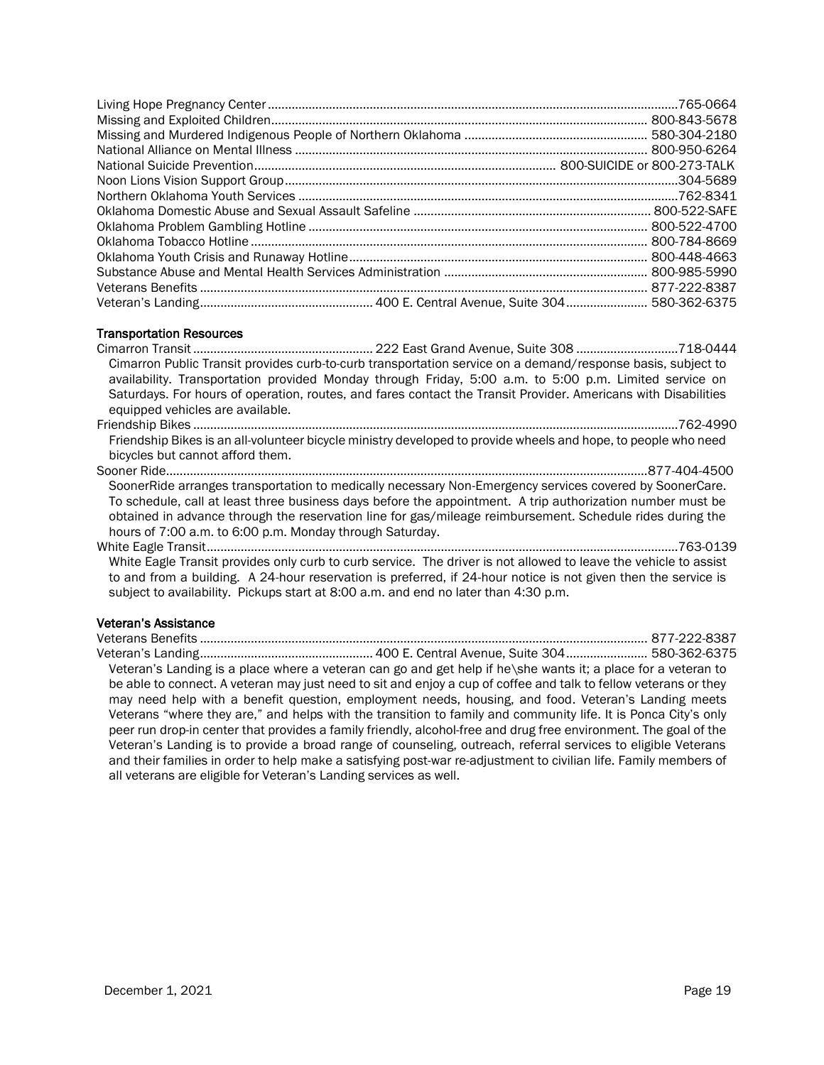Living Hope Pregnancy Center .......................................................................................................765-0664
Missing and Exploited Children............................................................................................. 800-843-5678
Missing and Murdered Indigenous People of Northern Oklahoma ..................................................... 580-304-2180
National Alliance on Mental Illness ...................................................................................... 800-950-6264
National Suicide Prevention........................................................................................ 800-SUICIDE or 800-273-TALK
Noon Lions Vision Support Group..................................................................................................304-5689
Northern Oklahoma Youth Services ...............................................................................................762-8341
Oklahoma Domestic Abuse and Sexual Assault Safeline ..................................................................... 800-522-SAFE
Oklahoma Problem Gambling Hotline .................................................................................. 800-522-4700
Oklahoma Tobacco Hotline .................................................................................................. 800-784-8669
Oklahoma Youth Crisis and Runaway Hotline...................................................................... 800-448-4663
Substance Abuse and Mental Health Services Administration ........................................................... 800-985-5990
Veterans Benefits .................................................................................................................. 877-222-8387
Veteran's Landing.................................................. 400 E. Central Avenue, Suite 304........................ 580-362-6375

**Transportation Resources**

Cimarron Transit .................................................... 222 East Grand Avenue, Suite 308 .............................718-0444

Cimarron Public Transit provides curb-to-curb transportation service on a demand/response basis, subject to availability. Transportation provided Monday through Friday, 5:00 a.m. to 5:00 p.m. Limited service on Saturdays. For hours of operation, routes, and fares contact the Transit Provider. Americans with Disabilities equipped vehicles are available.

Friendship Bikes .............................................................................................................................762-4990

Friendship Bikes is an all-volunteer bicycle ministry developed to provide wheels and hope, to people who need bicycles but cannot afford them.

Sooner Ride...........................................................................................................................877-404-4500

SoonerRide arranges transportation to medically necessary Non-Emergency services covered by SoonerCare. To schedule, call at least three business days before the appointment. A trip authorization number must be obtained in advance through the reservation line for gas/mileage reimbursement. Schedule rides during the hours of 7:00 a.m. to 6:00 p.m. Monday through Saturday.

White Eagle Transit.........................................................................................................................763-0139

White Eagle Transit provides only curb to curb service. The driver is not allowed to leave the vehicle to assist to and from a building. A 24-hour reservation is preferred, if 24-hour notice is not given then the service is subject to availability. Pickups start at 8:00 a.m. and end no later than 4:30 p.m.

**Veteran's Assistance**

Veterans Benefits .................................................................................................................. 877-222-8387
Veteran's Landing.................................................. 400 E. Central Avenue, Suite 304........................ 580-362-6375

Veteran's Landing is a place where a veteran can go and get help if he\she wants it; a place for a veteran to be able to connect. A veteran may just need to sit and enjoy a cup of coffee and talk to fellow veterans or they may need help with a benefit question, employment needs, housing, and food. Veteran's Landing meets Veterans "where they are," and helps with the transition to family and community life. It is Ponca City's only peer run drop-in center that provides a family friendly, alcohol-free and drug free environment. The goal of the Veteran's Landing is to provide a broad range of counseling, outreach, referral services to eligible Veterans and their families in order to help make a satisfying post-war re-adjustment to civilian life. Family members of all veterans are eligible for Veteran's Landing services as well.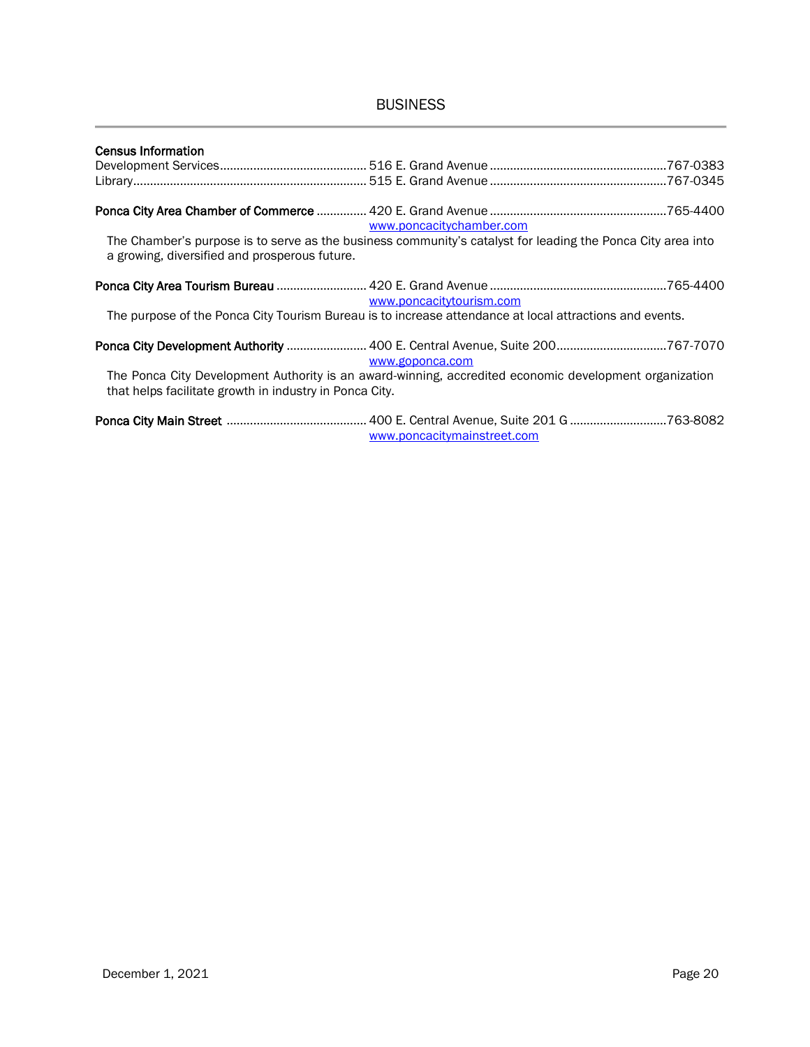# BUSINESS

**Census Information**

Development Services............................................ 516 E. Grand Avenue ..................................................... 767-0383
Library...................................................................... 515 E. Grand Avenue ..................................................... 767-0345

**Ponca City Area Chamber of Commerce** .............. 420 E. Grand Avenue ..................................................... 765-4400
www.poncacitychamber.com

The Chamber's purpose is to serve as the business community's catalyst for leading the Ponca City area into a growing, diversified and prosperous future.

**Ponca City Area Tourism Bureau** ........................... 420 E. Grand Avenue ..................................................... 765-4400
www.poncacitytourism.com

The purpose of the Ponca City Tourism Bureau is to increase attendance at local attractions and events.

**Ponca City Development Authority** ........................ 400 E. Central Avenue, Suite 200................................ 767-7070
www.goponca.com

The Ponca City Development Authority is an award-winning, accredited economic development organization that helps facilitate growth in industry in Ponca City.

**Ponca City Main Street** .......................................... 400 E. Central Avenue, Suite 201 G ............................ 763-8082
www.poncacitymainstreet.com

December 1, 2021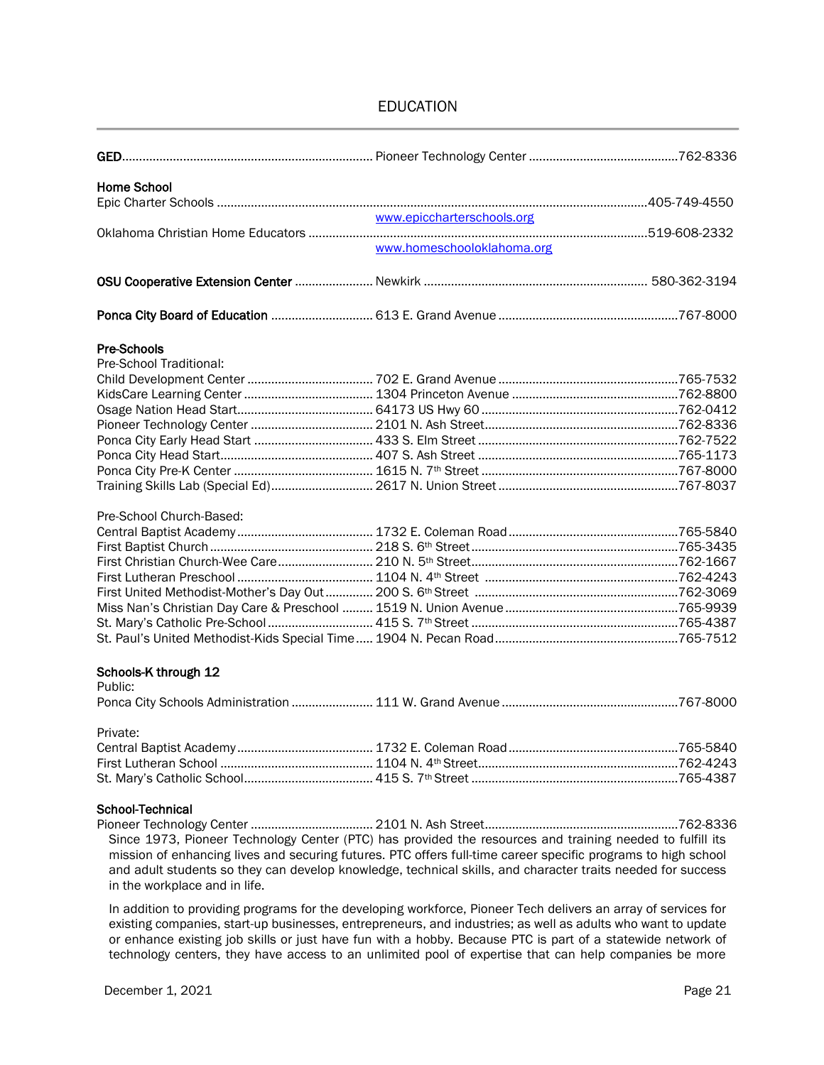# EDUCATION

| | | |
|---|---|---|
| **GED** | Pioneer Technology Center | 762-8336 |

**Home School**

| | | |
|---|---|---|
| Epic Charter Schools | www.epiccharterschools.org | 405-749-4550 |
| Oklahoma Christian Home Educators | www.homeschooloklahoma.org | 519-608-2332 |

| | | |
|---|---|---|
| **OSU Cooperative Extension Center** | Newkirk | 580-362-3194 |

| | | |
|---|---|---|
| **Ponca City Board of Education** | 613 E. Grand Avenue | 767-8000 |

**Pre-Schools**

Pre-School Traditional:

| | | |
|---|---|---|
| Child Development Center | 702 E. Grand Avenue | 765-7532 |
| KidsCare Learning Center | 1304 Princeton Avenue | 762-8800 |
| Osage Nation Head Start | 64173 US Hwy 60 | 762-0412 |
| Pioneer Technology Center | 2101 N. Ash Street | 762-8336 |
| Ponca City Early Head Start | 433 S. Elm Street | 762-7522 |
| Ponca City Head Start | 407 S. Ash Street | 765-1173 |
| Ponca City Pre-K Center | 1615 N. 7th Street | 767-8000 |
| Training Skills Lab (Special Ed) | 2617 N. Union Street | 767-8037 |

Pre-School Church-Based:

| | | |
|---|---|---|
| Central Baptist Academy | 1732 E. Coleman Road | 765-5840 |
| First Baptist Church | 218 S. 6th Street | 765-3435 |
| First Christian Church-Wee Care | 210 N. 5th Street | 762-1667 |
| First Lutheran Preschool | 1104 N. 4th Street | 762-4243 |
| First United Methodist-Mother's Day Out | 200 S. 6th Street | 762-3069 |
| Miss Nan's Christian Day Care & Preschool | 1519 N. Union Avenue | 765-9939 |
| St. Mary's Catholic Pre-School | 415 S. 7th Street | 765-4387 |
| St. Paul's United Methodist-Kids Special Time | 1904 N. Pecan Road | 765-7512 |

**Schools-K through 12**

Public:

| | | |
|---|---|---|
| Ponca City Schools Administration | 111 W. Grand Avenue | 767-8000 |

Private:

| | | |
|---|---|---|
| Central Baptist Academy | 1732 E. Coleman Road | 765-5840 |
| First Lutheran School | 1104 N. 4th Street | 762-4243 |
| St. Mary's Catholic School | 415 S. 7th Street | 765-4387 |

**School-Technical**

| | | |
|---|---|---|
| Pioneer Technology Center | 2101 N. Ash Street | 762-8336 |

Since 1973, Pioneer Technology Center (PTC) has provided the resources and training needed to fulfill its mission of enhancing lives and securing futures. PTC offers full-time career specific programs to high school and adult students so they can develop knowledge, technical skills, and character traits needed for success in the workplace and in life.

In addition to providing programs for the developing workforce, Pioneer Tech delivers an array of services for existing companies, start-up businesses, entrepreneurs, and industries; as well as adults who want to update or enhance existing job skills or just have fun with a hobby. Because PTC is part of a statewide network of technology centers, they have access to an unlimited pool of expertise that can help companies be more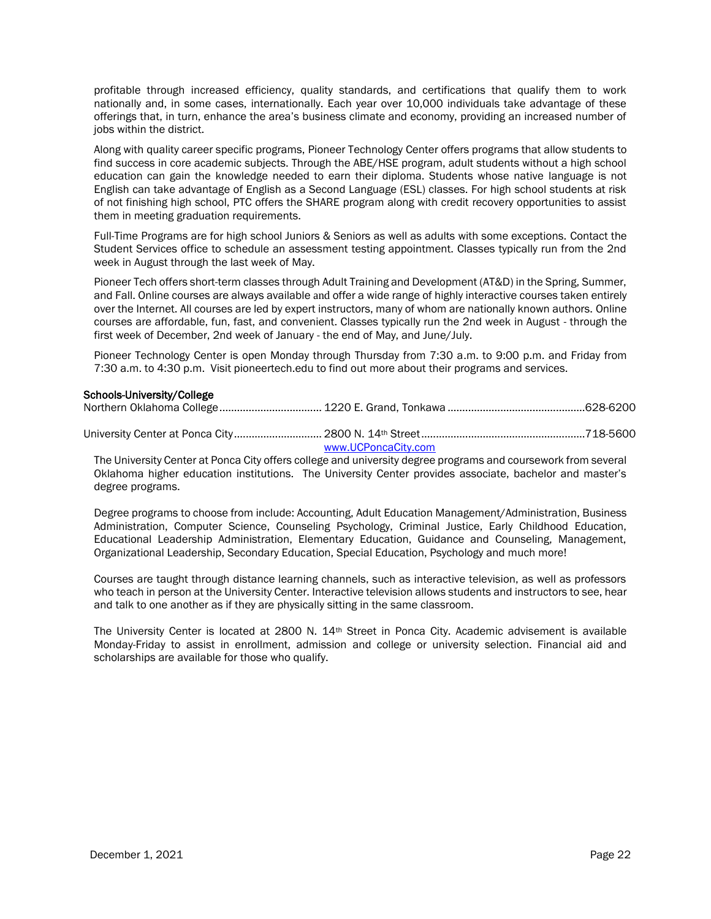profitable through increased efficiency, quality standards, and certifications that qualify them to work nationally and, in some cases, internationally. Each year over 10,000 individuals take advantage of these offerings that, in turn, enhance the area's business climate and economy, providing an increased number of jobs within the district.

Along with quality career specific programs, Pioneer Technology Center offers programs that allow students to find success in core academic subjects. Through the ABE/HSE program, adult students without a high school education can gain the knowledge needed to earn their diploma. Students whose native language is not English can take advantage of English as a Second Language (ESL) classes. For high school students at risk of not finishing high school, PTC offers the SHARE program along with credit recovery opportunities to assist them in meeting graduation requirements.

Full-Time Programs are for high school Juniors & Seniors as well as adults with some exceptions. Contact the Student Services office to schedule an assessment testing appointment. Classes typically run from the 2nd week in August through the last week of May.

Pioneer Tech offers short-term classes through Adult Training and Development (AT&D) in the Spring, Summer, and Fall. Online courses are always available and offer a wide range of highly interactive courses taken entirely over the Internet. All courses are led by expert instructors, many of whom are nationally known authors. Online courses are affordable, fun, fast, and convenient. Classes typically run the 2nd week in August - through the first week of December, 2nd week of January - the end of May, and June/July.

Pioneer Technology Center is open Monday through Thursday from 7:30 a.m. to 9:00 p.m. and Friday from 7:30 a.m. to 4:30 p.m. Visit pioneertech.edu to find out more about their programs and services.

**Schools-University/College**

Northern Oklahoma College .................................. 1220 E. Grand, Tonkawa ............................................... 628-6200

University Center at Ponca City ............................. 2800 N. 14th Street ....................................................... 718-5600
www.UCPoncaCity.com

The University Center at Ponca City offers college and university degree programs and coursework from several Oklahoma higher education institutions. The University Center provides associate, bachelor and master's degree programs.

Degree programs to choose from include: Accounting, Adult Education Management/Administration, Business Administration, Computer Science, Counseling Psychology, Criminal Justice, Early Childhood Education, Educational Leadership Administration, Elementary Education, Guidance and Counseling, Management, Organizational Leadership, Secondary Education, Special Education, Psychology and much more!

Courses are taught through distance learning channels, such as interactive television, as well as professors who teach in person at the University Center. Interactive television allows students and instructors to see, hear and talk to one another as if they are physically sitting in the same classroom.

The University Center is located at 2800 N. 14th Street in Ponca City. Academic advisement is available Monday-Friday to assist in enrollment, admission and college or university selection. Financial aid and scholarships are available for those who qualify.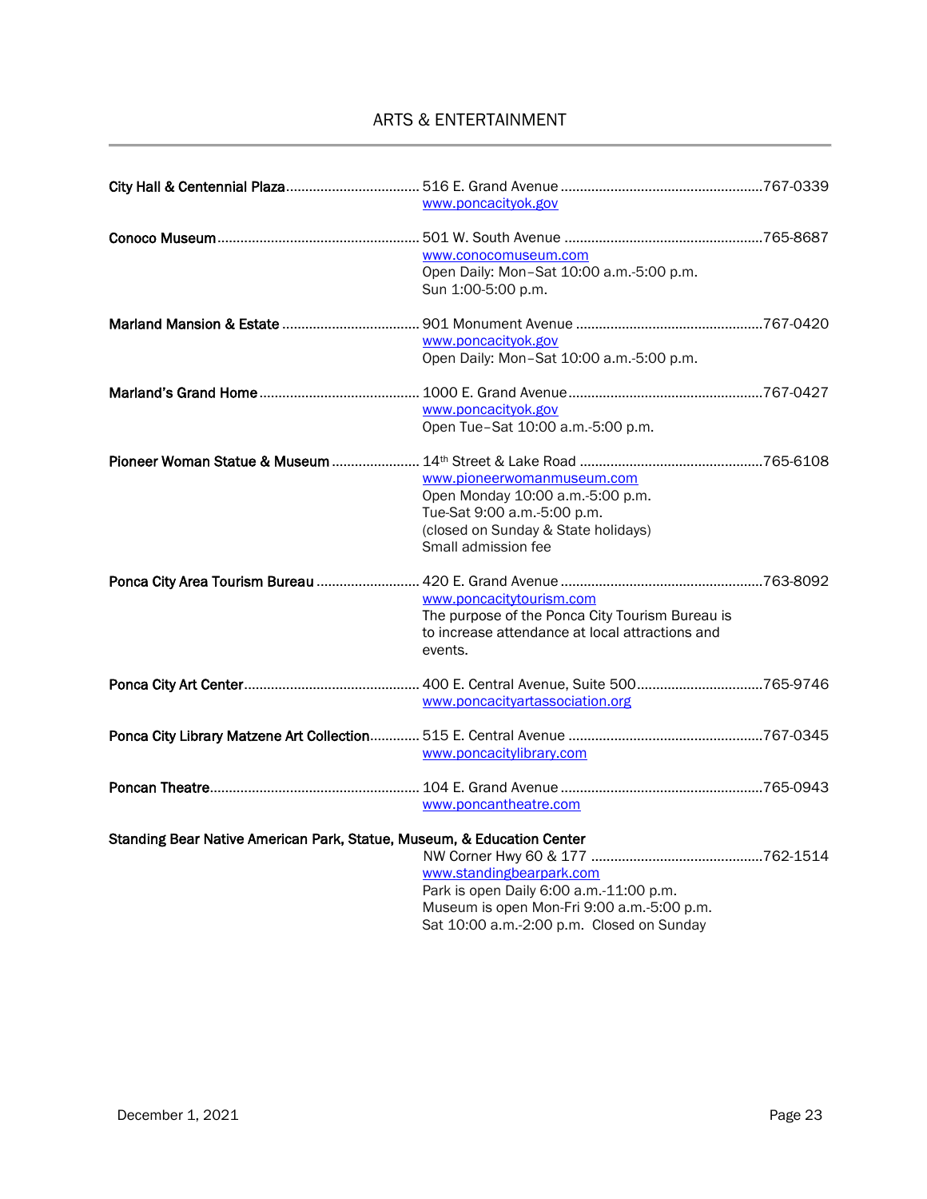# ARTS & ENTERTAINMENT

**City Hall & Centennial Plaza** .................................. 516 E. Grand Avenue .................................................... 767-0339
www.poncacityok.gov

**Conoco Museum** .................................................... 501 W. South Avenue ................................................... 765-8687
www.conocomuseum.com
Open Daily: Mon–Sat 10:00 a.m.-5:00 p.m.
Sun 1:00-5:00 p.m.

**Marland Mansion & Estate** ................................... 901 Monument Avenue ................................................ 767-0420
www.poncacityok.gov
Open Daily: Mon–Sat 10:00 a.m.-5:00 p.m.

**Marland's Grand Home** ......................................... 1000 E. Grand Avenue ................................................. 767-0427
www.poncacityok.gov
Open Tue–Sat 10:00 a.m.-5:00 p.m.

**Pioneer Woman Statue & Museum** ...................... 14th Street & Lake Road ............................................... 765-6108
www.pioneerwomanmuseum.com
Open Monday 10:00 a.m.-5:00 p.m.
Tue-Sat 9:00 a.m.-5:00 p.m.
(closed on Sunday & State holidays)
Small admission fee

**Ponca City Area Tourism Bureau** .......................... 420 E. Grand Avenue .................................................... 763-8092
www.poncacitytourism.com
The purpose of the Ponca City Tourism Bureau is to increase attendance at local attractions and events.

**Ponca City Art Center** ............................................ 400 E. Central Avenue, Suite 500 ................................ 765-9746
www.poncacityartassociation.org

**Ponca City Library Matzene Art Collection** ............ 515 E. Central Avenue .................................................. 767-0345
www.poncacitylibrary.com

**Poncan Theatre** ...................................................... 104 E. Grand Avenue .................................................... 765-0943
www.poncantheatre.com

**Standing Bear Native American Park, Statue, Museum, & Education Center**
NW Corner Hwy 60 & 177 ............................................ 762-1514
www.standingbearpark.com
Park is open Daily 6:00 a.m.-11:00 p.m.
Museum is open Mon-Fri 9:00 a.m.-5:00 p.m.
Sat 10:00 a.m.-2:00 p.m. Closed on Sunday

December 1, 2021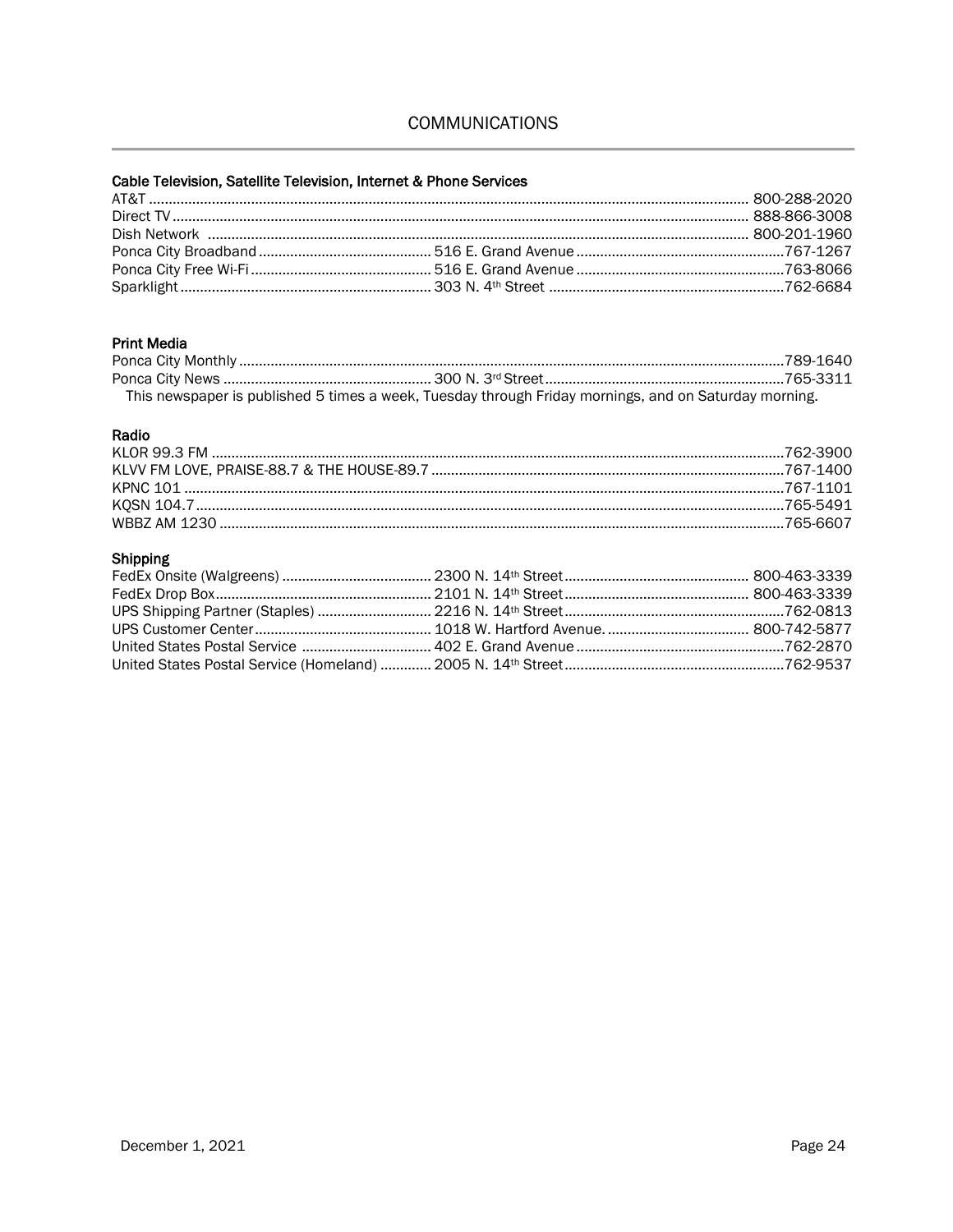# COMMUNICATIONS

### Cable Television, Satellite Television, Internet & Phone Services

| Name | Address | Phone |
|---|---|---|
| AT&T | | 800-288-2020 |
| Direct TV | | 888-866-3008 |
| Dish Network | | 800-201-1960 |
| Ponca City Broadband | 516 E. Grand Avenue | 767-1267 |
| Ponca City Free Wi-Fi | 516 E. Grand Avenue | 763-8066 |
| Sparklight | 303 N. 4th Street | 762-6684 |

### Print Media

| Name | Address | Phone |
|---|---|---|
| Ponca City Monthly | | 789-1640 |
| Ponca City News | 300 N. 3rd Street | 765-3311 |

This newspaper is published 5 times a week, Tuesday through Friday mornings, and on Saturday morning.

### Radio

| Name | Phone |
|---|---|
| KLOR 99.3 FM | 762-3900 |
| KLVV FM LOVE, PRAISE-88.7 & THE HOUSE-89.7 | 767-1400 |
| KPNC 101 | 767-1101 |
| KQSN 104.7 | 765-5491 |
| WBBZ AM 1230 | 765-6607 |

### Shipping

| Name | Address | Phone |
|---|---|---|
| FedEx Onsite (Walgreens) | 2300 N. 14th Street | 800-463-3339 |
| FedEx Drop Box | 2101 N. 14th Street | 800-463-3339 |
| UPS Shipping Partner (Staples) | 2216 N. 14th Street | 762-0813 |
| UPS Customer Center | 1018 W. Hartford Avenue. | 800-742-5877 |
| United States Postal Service | 402 E. Grand Avenue | 762-2870 |
| United States Postal Service (Homeland) | 2005 N. 14th Street | 762-9537 |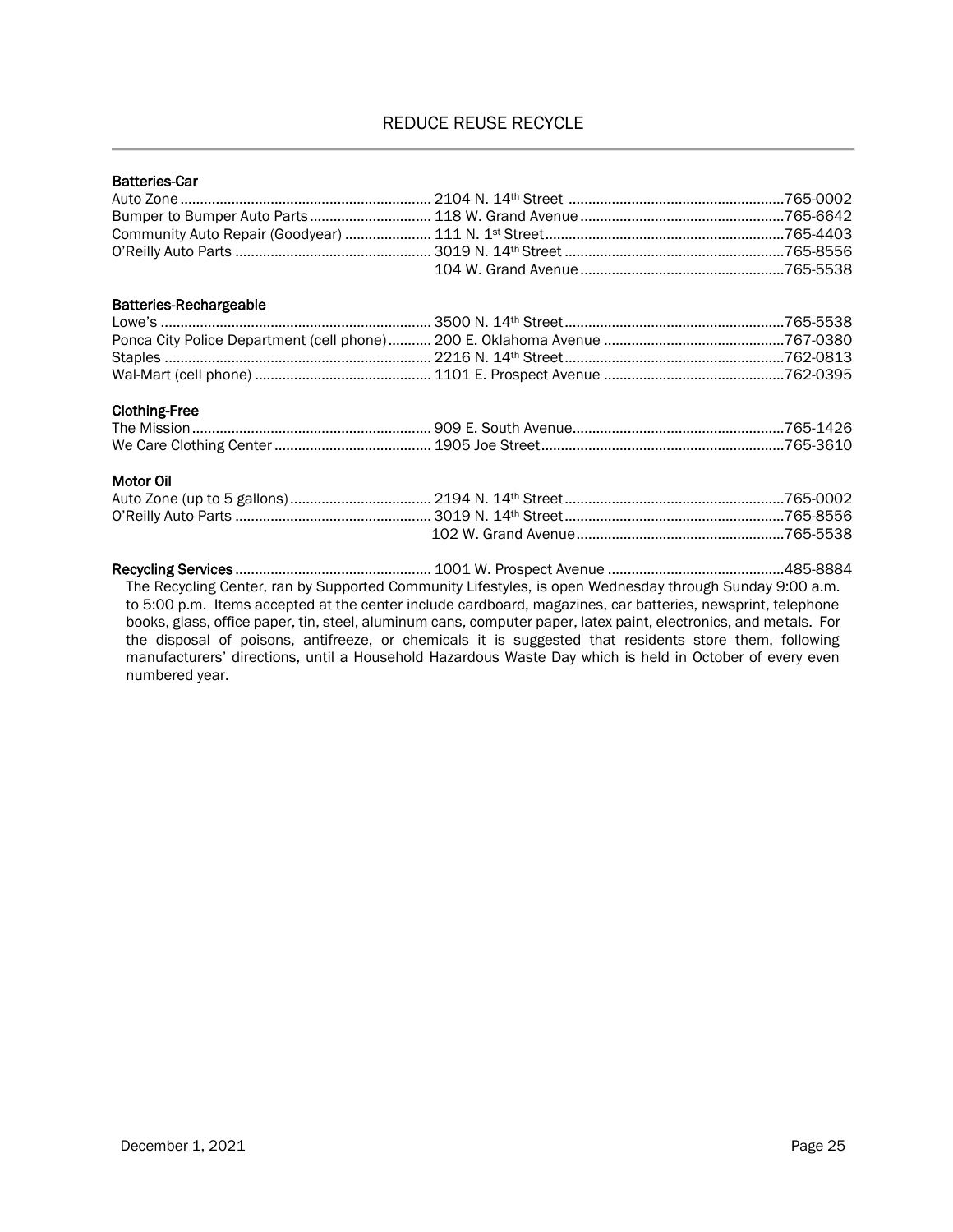## REDUCE REUSE RECYCLE

**Batteries-Car**

| Name | Address | Phone |
|---|---|---|
| Auto Zone | 2104 N. 14th Street | 765-0002 |
| Bumper to Bumper Auto Parts | 118 W. Grand Avenue | 765-6642 |
| Community Auto Repair (Goodyear) | 111 N. 1st Street | 765-4403 |
| O'Reilly Auto Parts | 3019 N. 14th Street | 765-8556 |
| | 104 W. Grand Avenue | 765-5538 |

**Batteries-Rechargeable**

| Name | Address | Phone |
|---|---|---|
| Lowe's | 3500 N. 14th Street | 765-5538 |
| Ponca City Police Department (cell phone) | 200 E. Oklahoma Avenue | 767-0380 |
| Staples | 2216 N. 14th Street | 762-0813 |
| Wal-Mart (cell phone) | 1101 E. Prospect Avenue | 762-0395 |

**Clothing-Free**

| Name | Address | Phone |
|---|---|---|
| The Mission | 909 E. South Avenue | 765-1426 |
| We Care Clothing Center | 1905 Joe Street | 765-3610 |

**Motor Oil**

| Name | Address | Phone |
|---|---|---|
| Auto Zone (up to 5 gallons) | 2194 N. 14th Street | 765-0002 |
| O'Reilly Auto Parts | 3019 N. 14th Street | 765-8556 |
| | 102 W. Grand Avenue | 765-5538 |

**Recycling Services** .................................................. 1001 W. Prospect Avenue .............................................485-8884

The Recycling Center, ran by Supported Community Lifestyles, is open Wednesday through Sunday 9:00 a.m. to 5:00 p.m. Items accepted at the center include cardboard, magazines, car batteries, newsprint, telephone books, glass, office paper, tin, steel, aluminum cans, computer paper, latex paint, electronics, and metals. For the disposal of poisons, antifreeze, or chemicals it is suggested that residents store them, following manufacturers' directions, until a Household Hazardous Waste Day which is held in October of every even numbered year.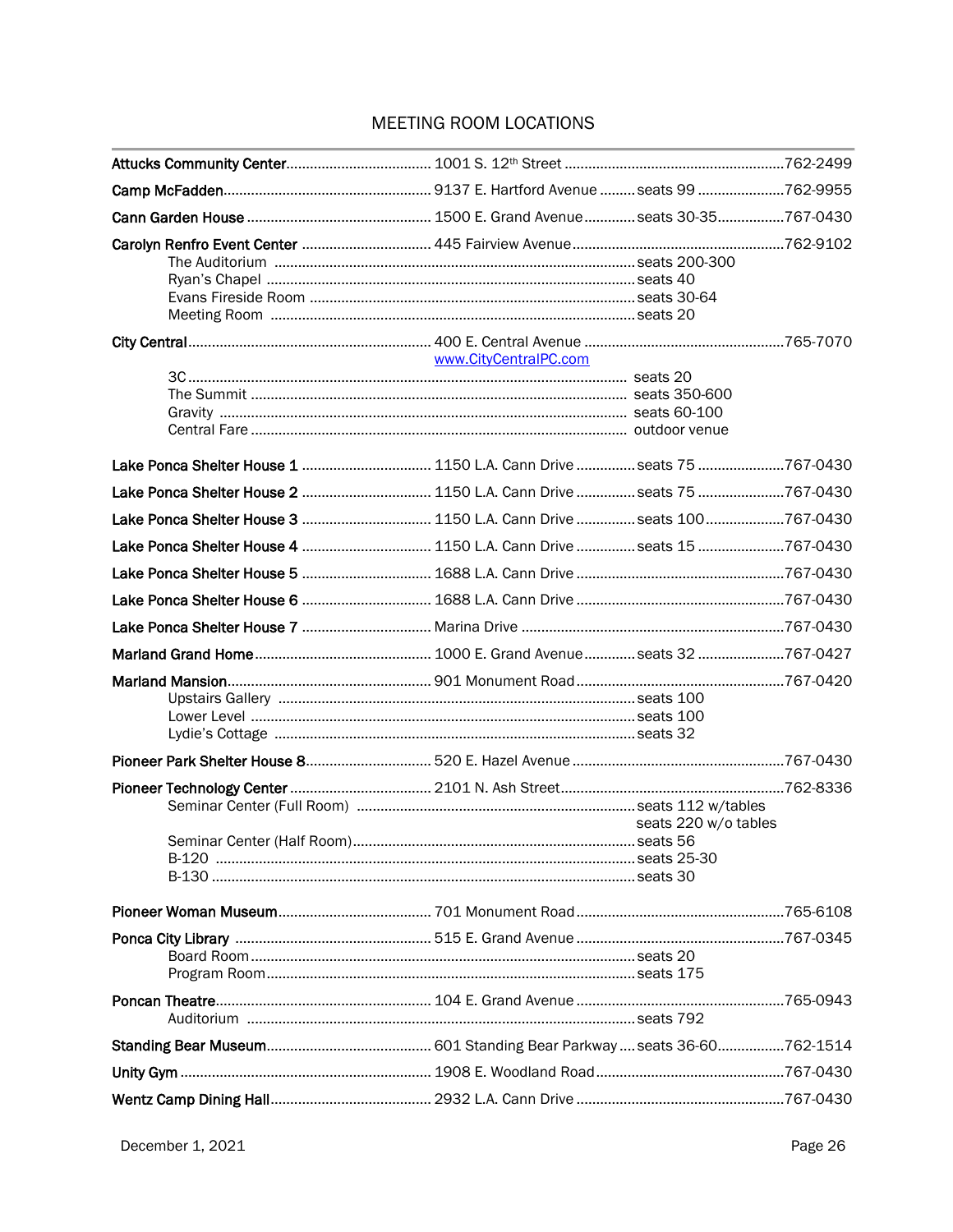# MEETING ROOM LOCATIONS

| | | | |
|---|---|---|---|
| **Attucks Community Center** | 1001 S. 12th Street | | 762-2499 |
| **Camp McFadden** | 9137 E. Hartford Avenue | seats 99 | 762-9955 |
| **Cann Garden House** | 1500 E. Grand Avenue | seats 30-35 | 767-0430 |
| **Carolyn Renfro Event Center** | 445 Fairview Avenue | | 762-9102 |
| The Auditorium | | seats 200-300 | |
| Ryan's Chapel | | seats 40 | |
| Evans Fireside Room | | seats 30-64 | |
| Meeting Room | | seats 20 | |
| **City Central** | 400 E. Central Avenue<br>www.CityCentralPC.com | | 765-7070 |
| 3C | | seats 20 | |
| The Summit | | seats 350-600 | |
| Gravity | | seats 60-100 | |
| Central Fare | | outdoor venue | |
| **Lake Ponca Shelter House 1** | 1150 L.A. Cann Drive | seats 75 | 767-0430 |
| **Lake Ponca Shelter House 2** | 1150 L.A. Cann Drive | seats 75 | 767-0430 |
| **Lake Ponca Shelter House 3** | 1150 L.A. Cann Drive | seats 100 | 767-0430 |
| **Lake Ponca Shelter House 4** | 1150 L.A. Cann Drive | seats 15 | 767-0430 |
| **Lake Ponca Shelter House 5** | 1688 L.A. Cann Drive | | 767-0430 |
| **Lake Ponca Shelter House 6** | 1688 L.A. Cann Drive | | 767-0430 |
| **Lake Ponca Shelter House 7** | Marina Drive | | 767-0430 |
| **Marland Grand Home** | 1000 E. Grand Avenue | seats 32 | 767-0427 |
| **Marland Mansion** | 901 Monument Road | | 767-0420 |
| Upstairs Gallery | | seats 100 | |
| Lower Level | | seats 100 | |
| Lydie's Cottage | | seats 32 | |
| **Pioneer Park Shelter House 8** | 520 E. Hazel Avenue | | 767-0430 |
| **Pioneer Technology Center** | 2101 N. Ash Street | | 762-8336 |
| Seminar Center (Full Room) | | seats 112 w/tables<br>seats 220 w/o tables | |
| Seminar Center (Half Room) | | seats 56 | |
| B-120 | | seats 25-30 | |
| B-130 | | seats 30 | |
| **Pioneer Woman Museum** | 701 Monument Road | | 765-6108 |
| **Ponca City Library** | 515 E. Grand Avenue | | 767-0345 |
| Board Room | | seats 20 | |
| Program Room | | seats 175 | |
| **Poncan Theatre** | 104 E. Grand Avenue | | 765-0943 |
| Auditorium | | seats 792 | |
| **Standing Bear Museum** | 601 Standing Bear Parkway | seats 36-60 | 762-1514 |
| **Unity Gym** | 1908 E. Woodland Road | | 767-0430 |
| **Wentz Camp Dining Hall** | 2932 L.A. Cann Drive | | 767-0430 |

December 1, 2021